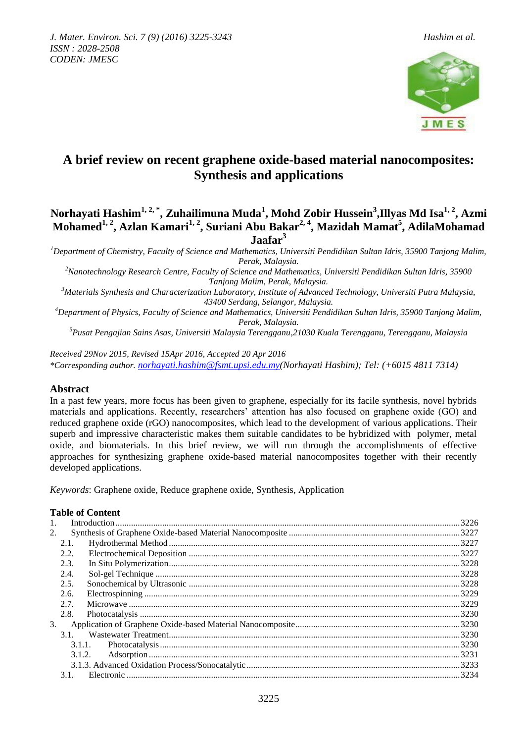# A brief review on recent graphene oxide-based material nanocomposites: Synthesis and applications

**Norhayati Hashim[1, 2, *], Zuhailimuna Muda[1], Mohd Zobir Hussein[3], Illyas Md Isa[1, 2], Azmi Mohamed[1, 2], Azlan Kamari[1, 2], Suriani Abu Bakar[2, 4], Mazidah Mamat[5], AdilaMohamad Jaafar[3]**

*[1]Department of Chemistry, Faculty of Science and Mathematics, Universiti Pendidikan Sultan Idris, 35900 Tanjong Malim, Perak, Malaysia.*

*[2]Nanotechnology Research Centre, Faculty of Science and Mathematics, Universiti Pendidikan Sultan Idris, 35900 Tanjong Malim, Perak, Malaysia.*

*[3]Materials Synthesis and Characterization Laboratory, Institute of Advanced Technology, Universiti Putra Malaysia, 43400 Serdang, Selangor, Malaysia.*

*[4]Department of Physics, Faculty of Science and Mathematics, Universiti Pendidikan Sultan Idris, 35900 Tanjong Malim, Perak, Malaysia.*

*[5]Pusat Pengajian Sains Asas, Universiti Malaysia Terengganu, 21030 Kuala Terengganu, Terengganu, Malaysia*

*Received 29Nov 2015, Revised 15Apr 2016, Accepted 20 Apr 2016*

*\*Corresponding author. norhayati.hashim@fsmt.upsi.edu.my (Norhayati Hashim); Tel: (+6015 4811 7314)*

## Abstract

In a past few years, more focus has been given to graphene, especially for its facile synthesis, novel hybrids materials and applications. Recently, researchers' attention has also focused on graphene oxide (GO) and reduced graphene oxide (rGO) nanocomposites, which lead to the development of various applications. Their superb and impressive characteristic makes them suitable candidates to be hybridized with polymer, metal oxide, and biomaterials. In this brief review, we will run through the accomplishments of effective approaches for synthesizing graphene oxide-based material nanocomposites together with their recently developed applications.

*Keywords*: Graphene oxide, Reduce graphene oxide, Synthesis, Application

## Table of Content

1. Introduction ........ 3226
2. Synthesis of Graphene Oxide-based Material Nanocomposite ........ 3227
   - 2.1. Hydrothermal Method ........ 3227
   - 2.2. Electrochemical Deposition ........ 3227
   - 2.3. In Situ Polymerization ........ 3228
   - 2.4. Sol-gel Technique ........ 3228
   - 2.5. Sonochemical by Ultrasonic ........ 3228
   - 2.6. Electrospinning ........ 3229
   - 2.7. Microwave ........ 3229
   - 2.8. Photocatalysis ........ 3230
3. Application of Graphene Oxide-based Material Nanocomposite ........ 3230
   - 3.1. Wastewater Treatment ........ 3230
     - 3.1.1. Photocatalysis ........ 3230
     - 3.1.2. Adsorption ........ 3231
     - 3.1.3. Advanced Oxidation Process/Sonocatalytic ........ 3233
   - 3.1. Electronic ........ 3234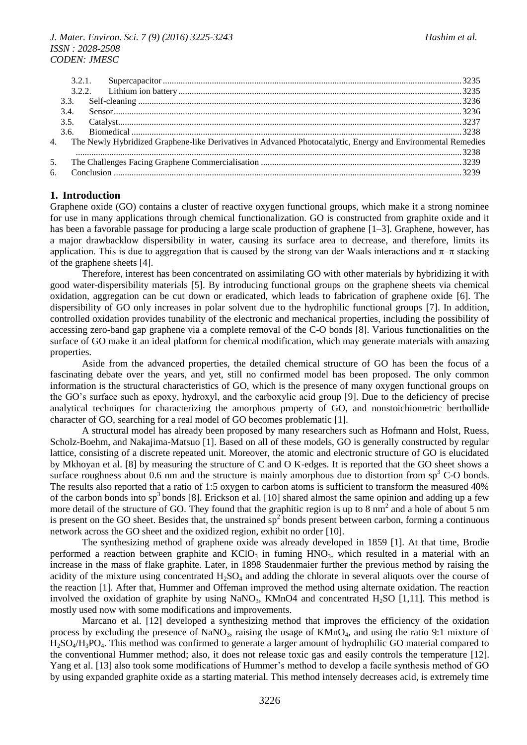| | | |
|---|---|---|
| 3.2.1. | Supercapacitor | 3235 |
| 3.2.2. | Lithium ion battery | 3235 |
| 3.3. | Self-cleaning | 3236 |
| 3.4. | Sensor | 3236 |
| 3.5. | Catalyst | 3237 |
| 3.6. | Biomedical | 3238 |
| 4. | The Newly Hybridized Graphene-like Derivatives in Advanced Photocatalytic, Energy and Environmental Remedies | 3238 |
| 5. | The Challenges Facing Graphene Commercialisation | 3239 |
| 6. | Conclusion | 3239 |

## 1. Introduction

Graphene oxide (GO) contains a cluster of reactive oxygen functional groups, which make it a strong nominee for use in many applications through chemical functionalization. GO is constructed from graphite oxide and it has been a favorable passage for producing a large scale production of graphene [1–3]. Graphene, however, has a major drawbacklow dispersibility in water, causing its surface area to decrease, and therefore, limits its application. This is due to aggregation that is caused by the strong van der Waals interactions and π–π stacking of the graphene sheets [4].

Therefore, interest has been concentrated on assimilating GO with other materials by hybridizing it with good water-dispersibility materials [5]. By introducing functional groups on the graphene sheets via chemical oxidation, aggregation can be cut down or eradicated, which leads to fabrication of graphene oxide [6]. The dispersibility of GO only increases in polar solvent due to the hydrophilic functional groups [7]. In addition, controlled oxidation provides tunability of the electronic and mechanical properties, including the possibility of accessing zero-band gap graphene via a complete removal of the C-O bonds [8]. Various functionalities on the surface of GO make it an ideal platform for chemical modification, which may generate materials with amazing properties.

Aside from the advanced properties, the detailed chemical structure of GO has been the focus of a fascinating debate over the years, and yet, still no confirmed model has been proposed. The only common information is the structural characteristics of GO, which is the presence of many oxygen functional groups on the GO's surface such as epoxy, hydroxyl, and the carboxylic acid group [9]. Due to the deficiency of precise analytical techniques for characterizing the amorphous property of GO, and nonstoichiometric berthollide character of GO, searching for a real model of GO becomes problematic [1].

A structural model has already been proposed by many researchers such as Hofmann and Holst, Ruess, Scholz-Boehm, and Nakajima-Matsuo [1]. Based on all of these models, GO is generally constructed by regular lattice, consisting of a discrete repeated unit. Moreover, the atomic and electronic structure of GO is elucidated by Mkhoyan et al. [8] by measuring the structure of C and O K-edges. It is reported that the GO sheet shows a surface roughness about 0.6 nm and the structure is mainly amorphous due to distortion from $sp^3$ C-O bonds. The results also reported that a ratio of 1:5 oxygen to carbon atoms is sufficient to transform the measured 40% of the carbon bonds into $sp^3$ bonds [8]. Erickson et al. [10] shared almost the same opinion and adding up a few more detail of the structure of GO. They found that the graphitic region is up to 8 $nm^2$ and a hole of about 5 nm is present on the GO sheet. Besides that, the unstrained $sp^2$ bonds present between carbon, forming a continuous network across the GO sheet and the oxidized region, exhibit no order [10].

The synthesizing method of graphene oxide was already developed in 1859 [1]. At that time, Brodie performed a reaction between graphite and $KClO_3$ in fuming $HNO_3$, which resulted in a material with an increase in the mass of flake graphite. Later, in 1898 Staudenmaier further the previous method by raising the acidity of the mixture using concentrated $H_2SO_4$ and adding the chlorate in several aliquots over the course of the reaction [1]. After that, Hummer and Offeman improved the method using alternate oxidation. The reaction involved the oxidation of graphite by using $NaNO_3$, KMnO4 and concentrated $H_2SO$ [1,11]. This method is mostly used now with some modifications and improvements.

Marcano et al. [12] developed a synthesizing method that improves the efficiency of the oxidation process by excluding the presence of $NaNO_3$, raising the usage of $KMnO_4$, and using the ratio 9:1 mixture of $H_2SO_4/H_3PO_4$. This method was confirmed to generate a larger amount of hydrophilic GO material compared to the conventional Hummer method; also, it does not release toxic gas and easily controls the temperature [12]. Yang et al. [13] also took some modifications of Hummer's method to develop a facile synthesis method of GO by using expanded graphite oxide as a starting material. This method intensely decreases acid, is extremely time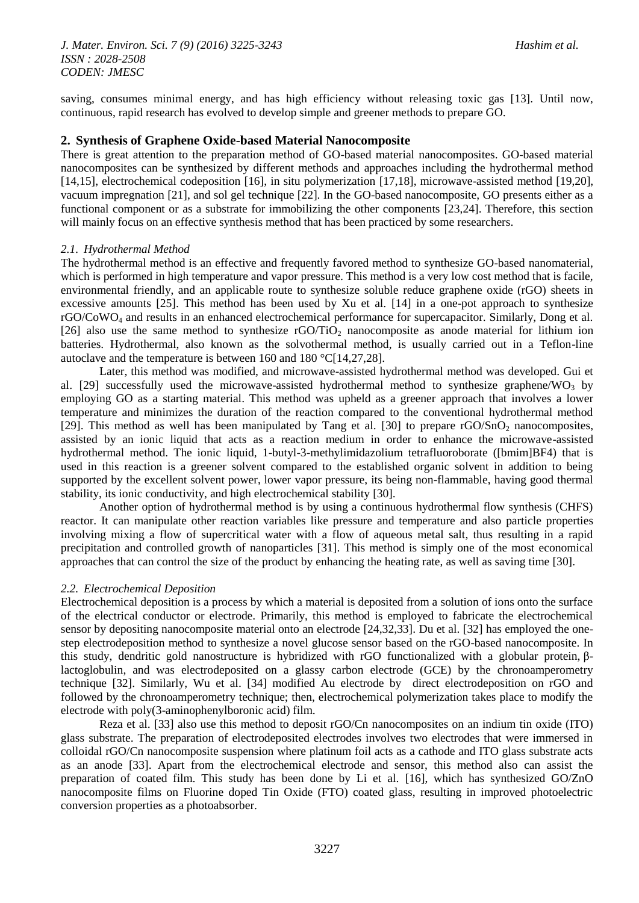saving, consumes minimal energy, and has high efficiency without releasing toxic gas [13]. Until now, continuous, rapid research has evolved to develop simple and greener methods to prepare GO.

## 2. Synthesis of Graphene Oxide-based Material Nanocomposite

There is great attention to the preparation method of GO-based material nanocomposites. GO-based material nanocomposites can be synthesized by different methods and approaches including the hydrothermal method [14,15], electrochemical codeposition [16], in situ polymerization [17,18], microwave-assisted method [19,20], vacuum impregnation [21], and sol gel technique [22]. In the GO-based nanocomposite, GO presents either as a functional component or as a substrate for immobilizing the other components [23,24]. Therefore, this section will mainly focus on an effective synthesis method that has been practiced by some researchers.

### *2.1. Hydrothermal Method*

The hydrothermal method is an effective and frequently favored method to synthesize GO-based nanomaterial, which is performed in high temperature and vapor pressure. This method is a very low cost method that is facile, environmental friendly, and an applicable route to synthesize soluble reduce graphene oxide (rGO) sheets in excessive amounts [25]. This method has been used by Xu et al. [14] in a one-pot approach to synthesize rGO/$CoWO_4$ and results in an enhanced electrochemical performance for supercapacitor. Similarly, Dong et al. [26] also use the same method to synthesize rGO/$TiO_2$ nanocomposite as anode material for lithium ion batteries. Hydrothermal, also known as the solvothermal method, is usually carried out in a Teflon-line autoclave and the temperature is between 160 and 180 °C[14,27,28].

Later, this method was modified, and microwave-assisted hydrothermal method was developed. Gui et al. [29] successfully used the microwave-assisted hydrothermal method to synthesize graphene/$WO_3$ by employing GO as a starting material. This method was upheld as a greener approach that involves a lower temperature and minimizes the duration of the reaction compared to the conventional hydrothermal method [29]. This method as well has been manipulated by Tang et al. [30] to prepare rGO/$SnO_2$ nanocomposites, assisted by an ionic liquid that acts as a reaction medium in order to enhance the microwave-assisted hydrothermal method. The ionic liquid, 1-butyl-3-methylimidazolium tetrafluoroborate ([bmim]BF4) that is used in this reaction is a greener solvent compared to the established organic solvent in addition to being supported by the excellent solvent power, lower vapor pressure, its being non-flammable, having good thermal stability, its ionic conductivity, and high electrochemical stability [30].

Another option of hydrothermal method is by using a continuous hydrothermal flow synthesis (CHFS) reactor. It can manipulate other reaction variables like pressure and temperature and also particle properties involving mixing a flow of supercritical water with a flow of aqueous metal salt, thus resulting in a rapid precipitation and controlled growth of nanoparticles [31]. This method is simply one of the most economical approaches that can control the size of the product by enhancing the heating rate, as well as saving time [30].

### *2.2. Electrochemical Deposition*

Electrochemical deposition is a process by which a material is deposited from a solution of ions onto the surface of the electrical conductor or electrode. Primarily, this method is employed to fabricate the electrochemical sensor by depositing nanocomposite material onto an electrode [24,32,33]. Du et al. [32] has employed the one-step electrodeposition method to synthesize a novel glucose sensor based on the rGO-based nanocomposite. In this study, dendritic gold nanostructure is hybridized with rGO functionalized with a globular protein, β-lactoglobulin, and was electrodeposited on a glassy carbon electrode (GCE) by the chronoamperometry technique [32]. Similarly, Wu et al. [34] modified Au electrode by direct electrodeposition on rGO and followed by the chronoamperometry technique; then, electrochemical polymerization takes place to modify the electrode with poly(3-aminophenylboronic acid) film.

Reza et al. [33] also use this method to deposit rGO/Cn nanocomposites on an indium tin oxide (ITO) glass substrate. The preparation of electrodeposited electrodes involves two electrodes that were immersed in colloidal rGO/Cn nanocomposite suspension where platinum foil acts as a cathode and ITO glass substrate acts as an anode [33]. Apart from the electrochemical electrode and sensor, this method also can assist the preparation of coated film. This study has been done by Li et al. [16], which has synthesized GO/ZnO nanocomposite films on Fluorine doped Tin Oxide (FTO) coated glass, resulting in improved photoelectric conversion properties as a photoabsorber.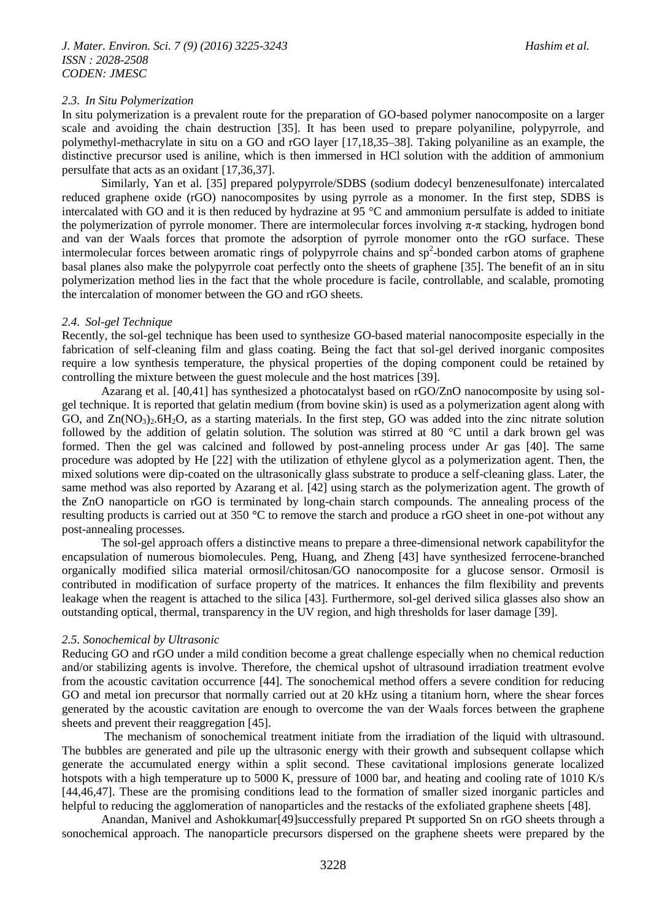### *2.3. In Situ Polymerization*

In situ polymerization is a prevalent route for the preparation of GO-based polymer nanocomposite on a larger scale and avoiding the chain destruction [35]. It has been used to prepare polyaniline, polypyrrole, and polymethyl-methacrylate in situ on a GO and rGO layer [17,18,35–38]. Taking polyaniline as an example, the distinctive precursor used is aniline, which is then immersed in HCl solution with the addition of ammonium persulfate that acts as an oxidant [17,36,37].

Similarly, Yan et al. [35] prepared polypyrrole/SDBS (sodium dodecyl benzenesulfonate) intercalated reduced graphene oxide (rGO) nanocomposites by using pyrrole as a monomer. In the first step, SDBS is intercalated with GO and it is then reduced by hydrazine at 95 °C and ammonium persulfate is added to initiate the polymerization of pyrrole monomer. There are intermolecular forces involving π-π stacking, hydrogen bond and van der Waals forces that promote the adsorption of pyrrole monomer onto the rGO surface. These intermolecular forces between aromatic rings of polypyrrole chains and $sp^2$-bonded carbon atoms of graphene basal planes also make the polypyrrole coat perfectly onto the sheets of graphene [35]. The benefit of an in situ polymerization method lies in the fact that the whole procedure is facile, controllable, and scalable, promoting the intercalation of monomer between the GO and rGO sheets.

### *2.4. Sol-gel Technique*

Recently, the sol-gel technique has been used to synthesize GO-based material nanocomposite especially in the fabrication of self-cleaning film and glass coating. Being the fact that sol-gel derived inorganic composites require a low synthesis temperature, the physical properties of the doping component could be retained by controlling the mixture between the guest molecule and the host matrices [39].

Azarang et al. [40,41] has synthesized a photocatalyst based on rGO/ZnO nanocomposite by using sol-gel technique. It is reported that gelatin medium (from bovine skin) is used as a polymerization agent along with GO, and $Zn(NO_3)_2.6H_2O$, as a starting materials. In the first step, GO was added into the zinc nitrate solution followed by the addition of gelatin solution. The solution was stirred at 80 °C until a dark brown gel was formed. Then the gel was calcined and followed by post-anneling process under Ar gas [40]. The same procedure was adopted by He [22] with the utilization of ethylene glycol as a polymerization agent. Then, the mixed solutions were dip-coated on the ultrasonically glass substrate to produce a self-cleaning glass. Later, the same method was also reported by Azarang et al. [42] using starch as the polymerization agent. The growth of the ZnO nanoparticle on rGO is terminated by long-chain starch compounds. The annealing process of the resulting products is carried out at 350 °C to remove the starch and produce a rGO sheet in one-pot without any post-annealing processes.

The sol-gel approach offers a distinctive means to prepare a three-dimensional network capabilityfor the encapsulation of numerous biomolecules. Peng, Huang, and Zheng [43] have synthesized ferrocene-branched organically modified silica material ormosil/chitosan/GO nanocomposite for a glucose sensor. Ormosil is contributed in modification of surface property of the matrices. It enhances the film flexibility and prevents leakage when the reagent is attached to the silica [43]. Furthermore, sol-gel derived silica glasses also show an outstanding optical, thermal, transparency in the UV region, and high thresholds for laser damage [39].

### *2.5. Sonochemical by Ultrasonic*

Reducing GO and rGO under a mild condition become a great challenge especially when no chemical reduction and/or stabilizing agents is involve. Therefore, the chemical upshot of ultrasound irradiation treatment evolve from the acoustic cavitation occurrence [44]. The sonochemical method offers a severe condition for reducing GO and metal ion precursor that normally carried out at 20 kHz using a titanium horn, where the shear forces generated by the acoustic cavitation are enough to overcome the van der Waals forces between the graphene sheets and prevent their reaggregation [45].

The mechanism of sonochemical treatment initiate from the irradiation of the liquid with ultrasound. The bubbles are generated and pile up the ultrasonic energy with their growth and subsequent collapse which generate the accumulated energy within a split second. These cavitational implosions generate localized hotspots with a high temperature up to 5000 K, pressure of 1000 bar, and heating and cooling rate of 1010 K/s [44,46,47]. These are the promising conditions lead to the formation of smaller sized inorganic particles and helpful to reducing the agglomeration of nanoparticles and the restacks of the exfoliated graphene sheets [48].

Anandan, Manivel and Ashokkumar[49]successfully prepared Pt supported Sn on rGO sheets through a sonochemical approach. The nanoparticle precursors dispersed on the graphene sheets were prepared by the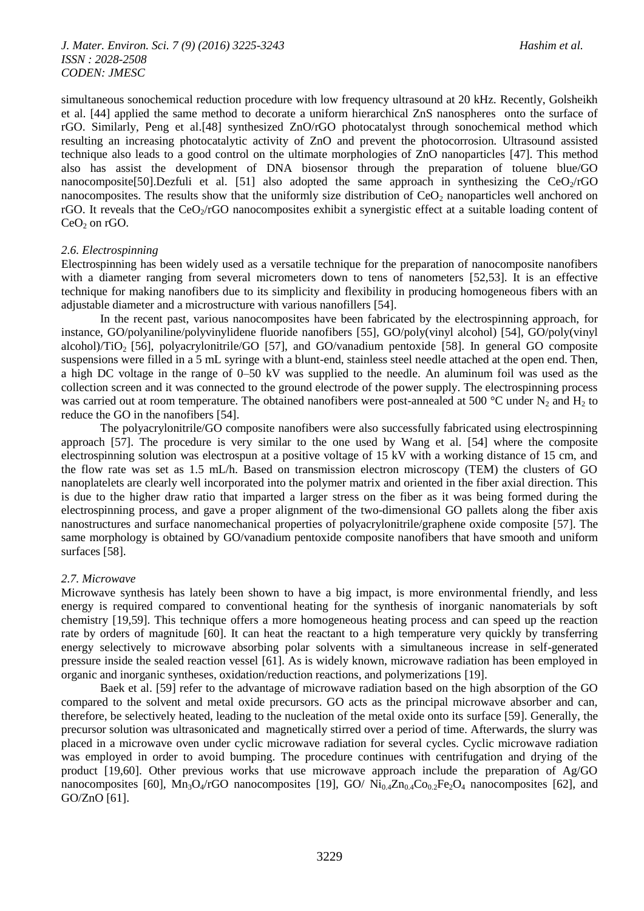simultaneous sonochemical reduction procedure with low frequency ultrasound at 20 kHz. Recently, Golsheikh et al. [44] applied the same method to decorate a uniform hierarchical ZnS nanospheres onto the surface of rGO. Similarly, Peng et al.[48] synthesized ZnO/rGO photocatalyst through sonochemical method which resulting an increasing photocatalytic activity of ZnO and prevent the photocorrosion. Ultrasound assisted technique also leads to a good control on the ultimate morphologies of ZnO nanoparticles [47]. This method also has assist the development of DNA biosensor through the preparation of toluene blue/GO nanocomposite[50].Dezfuli et al. [51] also adopted the same approach in synthesizing the $CeO_2$/rGO nanocomposites. The results show that the uniformly size distribution of $CeO_2$ nanoparticles well anchored on rGO. It reveals that the $CeO_2$/rGO nanocomposites exhibit a synergistic effect at a suitable loading content of $CeO_2$ on rGO.

### *2.6. Electrospinning*

Electrospinning has been widely used as a versatile technique for the preparation of nanocomposite nanofibers with a diameter ranging from several micrometers down to tens of nanometers [52,53]. It is an effective technique for making nanofibers due to its simplicity and flexibility in producing homogeneous fibers with an adjustable diameter and a microstructure with various nanofillers [54].

In the recent past, various nanocomposites have been fabricated by the electrospinning approach, for instance, GO/polyaniline/polyvinylidene fluoride nanofibers [55], GO/poly(vinyl alcohol) [54], GO/poly(vinyl alcohol)/$TiO_2$ [56], polyacrylonitrile/GO [57], and GO/vanadium pentoxide [58]. In general GO composite suspensions were filled in a 5 mL syringe with a blunt-end, stainless steel needle attached at the open end. Then, a high DC voltage in the range of 0–50 kV was supplied to the needle. An aluminum foil was used as the collection screen and it was connected to the ground electrode of the power supply. The electrospinning process was carried out at room temperature. The obtained nanofibers were post-annealed at 500 °C under $N_2$ and $H_2$ to reduce the GO in the nanofibers [54].

The polyacrylonitrile/GO composite nanofibers were also successfully fabricated using electrospinning approach [57]. The procedure is very similar to the one used by Wang et al. [54] where the composite electrospinning solution was electrospun at a positive voltage of 15 kV with a working distance of 15 cm, and the flow rate was set as 1.5 mL/h. Based on transmission electron microscopy (TEM) the clusters of GO nanoplatelets are clearly well incorporated into the polymer matrix and oriented in the fiber axial direction. This is due to the higher draw ratio that imparted a larger stress on the fiber as it was being formed during the electrospinning process, and gave a proper alignment of the two-dimensional GO pallets along the fiber axis nanostructures and surface nanomechanical properties of polyacrylonitrile/graphene oxide composite [57]. The same morphology is obtained by GO/vanadium pentoxide composite nanofibers that have smooth and uniform surfaces [58].

### *2.7. Microwave*

Microwave synthesis has lately been shown to have a big impact, is more environmental friendly, and less energy is required compared to conventional heating for the synthesis of inorganic nanomaterials by soft chemistry [19,59]. This technique offers a more homogeneous heating process and can speed up the reaction rate by orders of magnitude [60]. It can heat the reactant to a high temperature very quickly by transferring energy selectively to microwave absorbing polar solvents with a simultaneous increase in self-generated pressure inside the sealed reaction vessel [61]. As is widely known, microwave radiation has been employed in organic and inorganic syntheses, oxidation/reduction reactions, and polymerizations [19].

Baek et al. [59] refer to the advantage of microwave radiation based on the high absorption of the GO compared to the solvent and metal oxide precursors. GO acts as the principal microwave absorber and can, therefore, be selectively heated, leading to the nucleation of the metal oxide onto its surface [59]. Generally, the precursor solution was ultrasonicated and magnetically stirred over a period of time. Afterwards, the slurry was placed in a microwave oven under cyclic microwave radiation for several cycles. Cyclic microwave radiation was employed in order to avoid bumping. The procedure continues with centrifugation and drying of the product [19,60]. Other previous works that use microwave approach include the preparation of Ag/GO nanocomposites [60], $Mn_3O_4$/rGO nanocomposites [19], GO/ $Ni_{0.4}Zn_{0.4}Co_{0.2}Fe_2O_4$ nanocomposites [62], and GO/ZnO [61].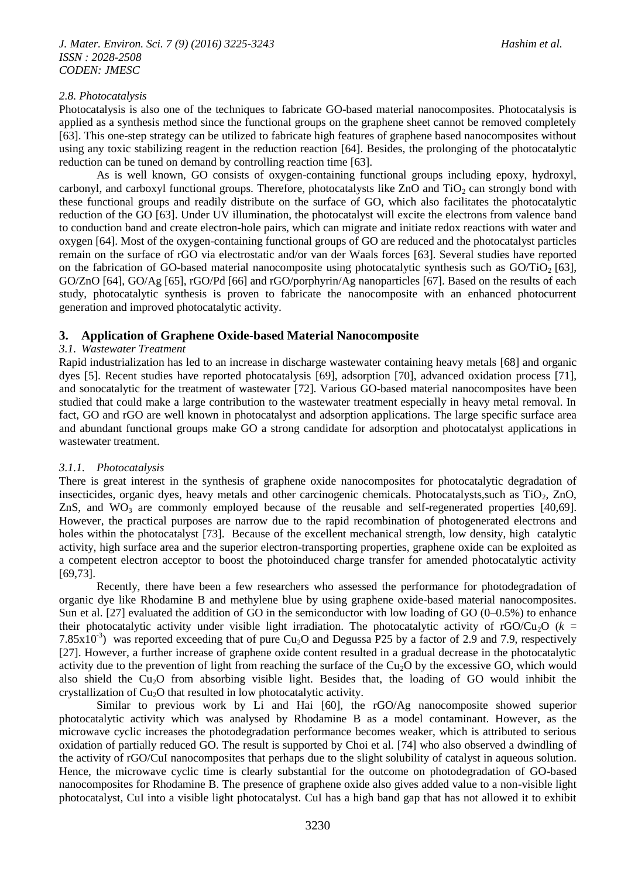*2.8. Photocatalysis*

Photocatalysis is also one of the techniques to fabricate GO-based material nanocomposites. Photocatalysis is applied as a synthesis method since the functional groups on the graphene sheet cannot be removed completely [63]. This one-step strategy can be utilized to fabricate high features of graphene based nanocomposites without using any toxic stabilizing reagent in the reduction reaction [64]. Besides, the prolonging of the photocatalytic reduction can be tuned on demand by controlling reaction time [63].

As is well known, GO consists of oxygen-containing functional groups including epoxy, hydroxyl, carbonyl, and carboxyl functional groups. Therefore, photocatalysts like ZnO and $TiO_2$ can strongly bond with these functional groups and readily distribute on the surface of GO, which also facilitates the photocatalytic reduction of the GO [63]. Under UV illumination, the photocatalyst will excite the electrons from valence band to conduction band and create electron-hole pairs, which can migrate and initiate redox reactions with water and oxygen [64]. Most of the oxygen-containing functional groups of GO are reduced and the photocatalyst particles remain on the surface of rGO via electrostatic and/or van der Waals forces [63]. Several studies have reported on the fabrication of GO-based material nanocomposite using photocatalytic synthesis such as GO/$TiO_2$ [63], GO/ZnO [64], GO/Ag [65], rGO/Pd [66] and rGO/porphyrin/Ag nanoparticles [67]. Based on the results of each study, photocatalytic synthesis is proven to fabricate the nanocomposite with an enhanced photocurrent generation and improved photocatalytic activity.

## 3. Application of Graphene Oxide-based Material Nanocomposite

### *3.1. Wastewater Treatment*

Rapid industrialization has led to an increase in discharge wastewater containing heavy metals [68] and organic dyes [5]. Recent studies have reported photocatalysis [69], adsorption [70], advanced oxidation process [71], and sonocatalytic for the treatment of wastewater [72]. Various GO-based material nanocomposites have been studied that could make a large contribution to the wastewater treatment especially in heavy metal removal. In fact, GO and rGO are well known in photocatalyst and adsorption applications. The large specific surface area and abundant functional groups make GO a strong candidate for adsorption and photocatalyst applications in wastewater treatment.

#### *3.1.1. Photocatalysis*

There is great interest in the synthesis of graphene oxide nanocomposites for photocatalytic degradation of insecticides, organic dyes, heavy metals and other carcinogenic chemicals. Photocatalysts,such as $TiO_2$, ZnO, ZnS, and $WO_3$ are commonly employed because of the reusable and self-regenerated properties [40,69]. However, the practical purposes are narrow due to the rapid recombination of photogenerated electrons and holes within the photocatalyst [73]. Because of the excellent mechanical strength, low density, high catalytic activity, high surface area and the superior electron-transporting properties, graphene oxide can be exploited as a competent electron acceptor to boost the photoinduced charge transfer for amended photocatalytic activity [69,73].

Recently, there have been a few researchers who assessed the performance for photodegradation of organic dye like Rhodamine B and methylene blue by using graphene oxide-based material nanocomposites. Sun et al. [27] evaluated the addition of GO in the semiconductor with low loading of GO (0–0.5%) to enhance their photocatalytic activity under visible light irradiation. The photocatalytic activity of rGO/$Cu_2O$ ($k$ = $7.85 \times 10^{-3}$) was reported exceeding that of pure $Cu_2O$ and Degussa P25 by a factor of 2.9 and 7.9, respectively [27]. However, a further increase of graphene oxide content resulted in a gradual decrease in the photocatalytic activity due to the prevention of light from reaching the surface of the $Cu_2O$ by the excessive GO, which would also shield the $Cu_2O$ from absorbing visible light. Besides that, the loading of GO would inhibit the crystallization of $Cu_2O$ that resulted in low photocatalytic activity.

Similar to previous work by Li and Hai [60], the rGO/Ag nanocomposite showed superior photocatalytic activity which was analysed by Rhodamine B as a model contaminant. However, as the microwave cyclic increases the photodegradation performance becomes weaker, which is attributed to serious oxidation of partially reduced GO. The result is supported by Choi et al. [74] who also observed a dwindling of the activity of rGO/CuI nanocomposites that perhaps due to the slight solubility of catalyst in aqueous solution. Hence, the microwave cyclic time is clearly substantial for the outcome on photodegradation of GO-based nanocomposites for Rhodamine B. The presence of graphene oxide also gives added value to a non-visible light photocatalyst, CuI into a visible light photocatalyst. CuI has a high band gap that has not allowed it to exhibit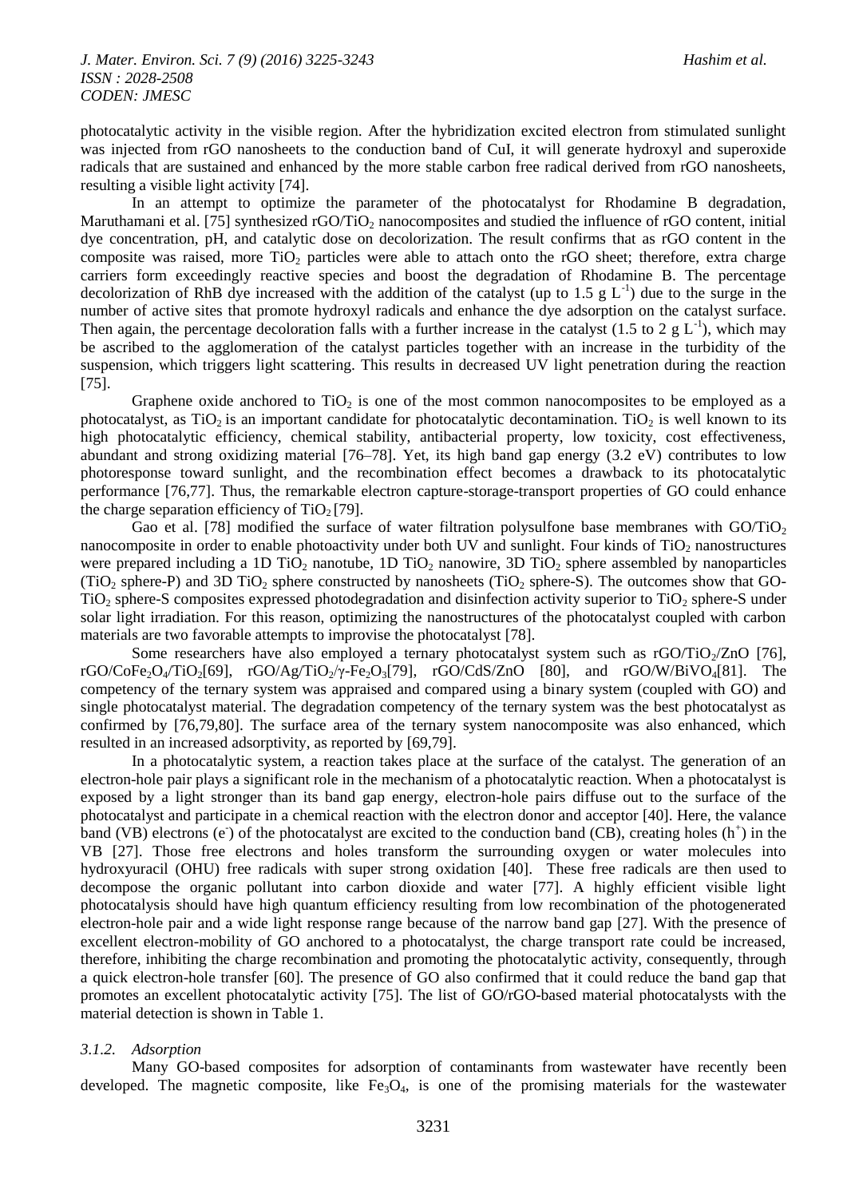photocatalytic activity in the visible region. After the hybridization excited electron from stimulated sunlight was injected from rGO nanosheets to the conduction band of CuI, it will generate hydroxyl and superoxide radicals that are sustained and enhanced by the more stable carbon free radical derived from rGO nanosheets, resulting a visible light activity [74].

In an attempt to optimize the parameter of the photocatalyst for Rhodamine B degradation, Maruthamani et al. [75] synthesized rGO/$TiO_2$ nanocomposites and studied the influence of rGO content, initial dye concentration, pH, and catalytic dose on decolorization. The result confirms that as rGO content in the composite was raised, more $TiO_2$ particles were able to attach onto the rGO sheet; therefore, extra charge carriers form exceedingly reactive species and boost the degradation of Rhodamine B. The percentage decolorization of RhB dye increased with the addition of the catalyst (up to 1.5 g $L^{-1}$) due to the surge in the number of active sites that promote hydroxyl radicals and enhance the dye adsorption on the catalyst surface. Then again, the percentage decoloration falls with a further increase in the catalyst (1.5 to 2 g $L^{-1}$), which may be ascribed to the agglomeration of the catalyst particles together with an increase in the turbidity of the suspension, which triggers light scattering. This results in decreased UV light penetration during the reaction [75].

Graphene oxide anchored to $TiO_2$ is one of the most common nanocomposites to be employed as a photocatalyst, as $TiO_2$ is an important candidate for photocatalytic decontamination. $TiO_2$ is well known to its high photocatalytic efficiency, chemical stability, antibacterial property, low toxicity, cost effectiveness, abundant and strong oxidizing material [76–78]. Yet, its high band gap energy (3.2 eV) contributes to low photoresponse toward sunlight, and the recombination effect becomes a drawback to its photocatalytic performance [76,77]. Thus, the remarkable electron capture-storage-transport properties of GO could enhance the charge separation efficiency of $TiO_2$ [79].

Gao et al. [78] modified the surface of water filtration polysulfone base membranes with GO/$TiO_2$ nanocomposite in order to enable photoactivity under both UV and sunlight. Four kinds of $TiO_2$ nanostructures were prepared including a 1D $TiO_2$ nanotube, 1D $TiO_2$ nanowire, 3D $TiO_2$ sphere assembled by nanoparticles ($TiO_2$ sphere-P) and 3D $TiO_2$ sphere constructed by nanosheets ($TiO_2$ sphere-S). The outcomes show that GO-$TiO_2$ sphere-S composites expressed photodegradation and disinfection activity superior to $TiO_2$ sphere-S under solar light irradiation. For this reason, optimizing the nanostructures of the photocatalyst coupled with carbon materials are two favorable attempts to improvise the photocatalyst [78].

Some researchers have also employed a ternary photocatalyst system such as rGO/$TiO_2$/ZnO [76], rGO/$CoFe_2O_4$/$TiO_2$[69], rGO/Ag/$TiO_2$/γ-$Fe_2O_3$[79], rGO/CdS/ZnO [80], and rGO/W/$BiVO_4$[81]. The competency of the ternary system was appraised and compared using a binary system (coupled with GO) and single photocatalyst material. The degradation competency of the ternary system was the best photocatalyst as confirmed by [76,79,80]. The surface area of the ternary system nanocomposite was also enhanced, which resulted in an increased adsorptivity, as reported by [69,79].

In a photocatalytic system, a reaction takes place at the surface of the catalyst. The generation of an electron-hole pair plays a significant role in the mechanism of a photocatalytic reaction. When a photocatalyst is exposed by a light stronger than its band gap energy, electron-hole pairs diffuse out to the surface of the photocatalyst and participate in a chemical reaction with the electron donor and acceptor [40]. Here, the valance band (VB) electrons ($e^-$) of the photocatalyst are excited to the conduction band (CB), creating holes ($h^+$) in the VB [27]. Those free electrons and holes transform the surrounding oxygen or water molecules into hydroxyuracil (OHU) free radicals with super strong oxidation [40]. These free radicals are then used to decompose the organic pollutant into carbon dioxide and water [77]. A highly efficient visible light photocatalysis should have high quantum efficiency resulting from low recombination of the photogenerated electron-hole pair and a wide light response range because of the narrow band gap [27]. With the presence of excellent electron-mobility of GO anchored to a photocatalyst, the charge transport rate could be increased, therefore, inhibiting the charge recombination and promoting the photocatalytic activity, consequently, through a quick electron-hole transfer [60]. The presence of GO also confirmed that it could reduce the band gap that promotes an excellent photocatalytic activity [75]. The list of GO/rGO-based material photocatalysts with the material detection is shown in Table 1.

#### *3.1.2. Adsorption*

Many GO-based composites for adsorption of contaminants from wastewater have recently been developed. The magnetic composite, like $Fe_3O_4$, is one of the promising materials for the wastewater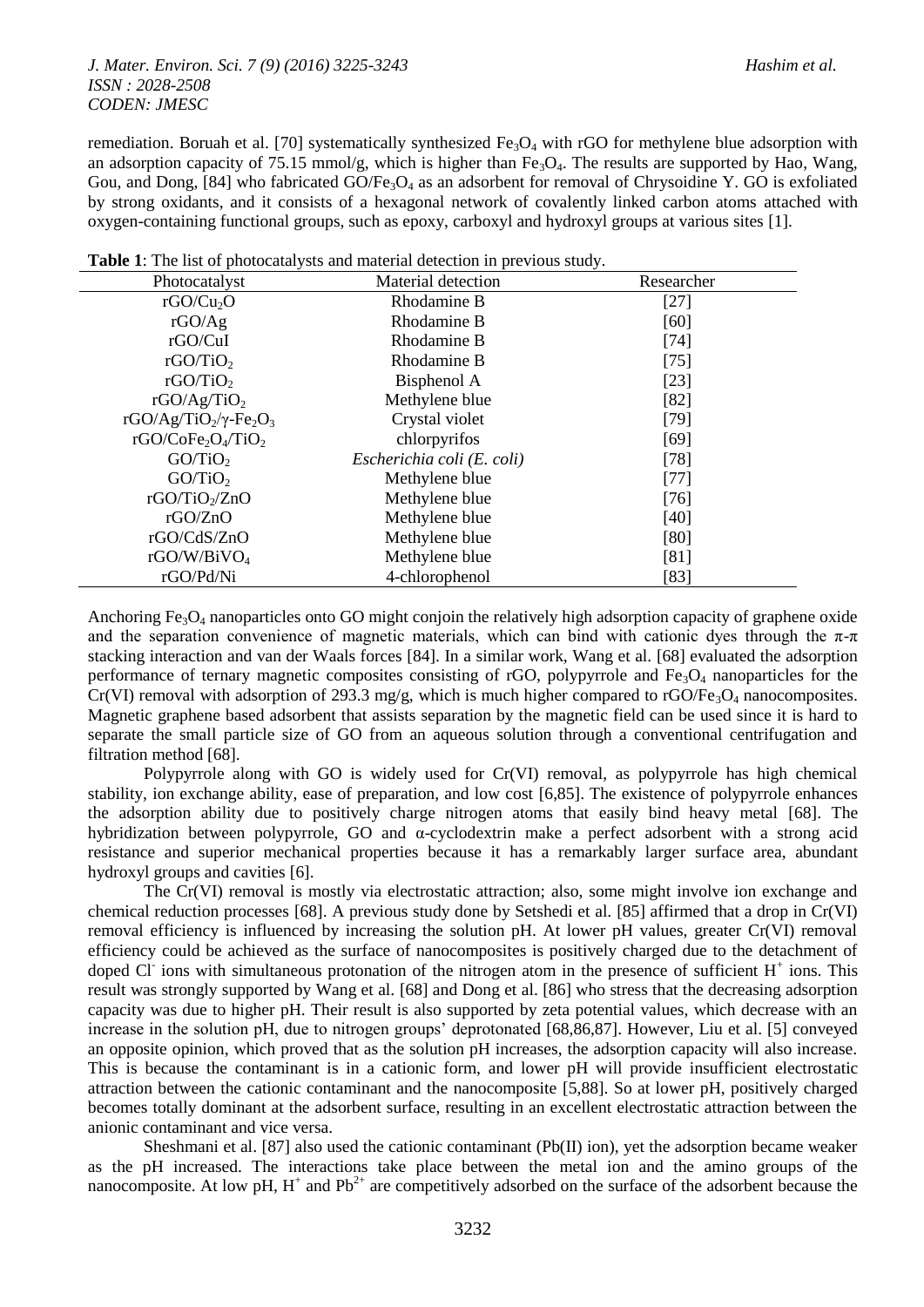remediation. Boruah et al. [70] systematically synthesized $Fe_3O_4$ with rGO for methylene blue adsorption with an adsorption capacity of 75.15 mmol/g, which is higher than $Fe_3O_4$. The results are supported by Hao, Wang, Gou, and Dong, [84] who fabricated GO/$Fe_3O_4$ as an adsorbent for removal of Chrysoidine Y. GO is exfoliated by strong oxidants, and it consists of a hexagonal network of covalently linked carbon atoms attached with oxygen-containing functional groups, such as epoxy, carboxyl and hydroxyl groups at various sites [1].

**Table 1**: The list of photocatalysts and material detection in previous study.

| Photocatalyst | Material detection | Researcher |
|---|---|---|
| rGO/$Cu_2O$ | Rhodamine B | [27] |
| rGO/Ag | Rhodamine B | [60] |
| rGO/CuI | Rhodamine B | [74] |
| rGO/$TiO_2$ | Rhodamine B | [75] |
| rGO/$TiO_2$ | Bisphenol A | [23] |
| rGO/Ag/$TiO_2$ | Methylene blue | [82] |
| rGO/Ag/$TiO_2$/γ-$Fe_2O_3$ | Crystal violet | [79] |
| rGO/$CoFe_2O_4$/$TiO_2$ | chlorpyrifos | [69] |
| GO/$TiO_2$ | *Escherichia coli (E. coli)* | [78] |
| GO/$TiO_2$ | Methylene blue | [77] |
| rGO/$TiO_2$/ZnO | Methylene blue | [76] |
| rGO/ZnO | Methylene blue | [40] |
| rGO/CdS/ZnO | Methylene blue | [80] |
| rGO/W/$BiVO_4$ | Methylene blue | [81] |
| rGO/Pd/Ni | 4-chlorophenol | [83] |

Anchoring $Fe_3O_4$ nanoparticles onto GO might conjoin the relatively high adsorption capacity of graphene oxide and the separation convenience of magnetic materials, which can bind with cationic dyes through the π-π stacking interaction and van der Waals forces [84]. In a similar work, Wang et al. [68] evaluated the adsorption performance of ternary magnetic composites consisting of rGO, polypyrrole and $Fe_3O_4$ nanoparticles for the Cr(VI) removal with adsorption of 293.3 mg/g, which is much higher compared to rGO/$Fe_3O_4$ nanocomposites. Magnetic graphene based adsorbent that assists separation by the magnetic field can be used since it is hard to separate the small particle size of GO from an aqueous solution through a conventional centrifugation and filtration method [68].

Polypyrrole along with GO is widely used for Cr(VI) removal, as polypyrrole has high chemical stability, ion exchange ability, ease of preparation, and low cost [6,85]. The existence of polypyrrole enhances the adsorption ability due to positively charge nitrogen atoms that easily bind heavy metal [68]. The hybridization between polypyrrole, GO and α-cyclodextrin make a perfect adsorbent with a strong acid resistance and superior mechanical properties because it has a remarkably larger surface area, abundant hydroxyl groups and cavities [6].

The Cr(VI) removal is mostly via electrostatic attraction; also, some might involve ion exchange and chemical reduction processes [68]. A previous study done by Setshedi et al. [85] affirmed that a drop in Cr(VI) removal efficiency is influenced by increasing the solution pH. At lower pH values, greater Cr(VI) removal efficiency could be achieved as the surface of nanocomposites is positively charged due to the detachment of doped $Cl^-$ ions with simultaneous protonation of the nitrogen atom in the presence of sufficient $H^+$ ions. This result was strongly supported by Wang et al. [68] and Dong et al. [86] who stress that the decreasing adsorption capacity was due to higher pH. Their result is also supported by zeta potential values, which decrease with an increase in the solution pH, due to nitrogen groups' deprotonated [68,86,87]. However, Liu et al. [5] conveyed an opposite opinion, which proved that as the solution pH increases, the adsorption capacity will also increase. This is because the contaminant is in a cationic form, and lower pH will provide insufficient electrostatic attraction between the cationic contaminant and the nanocomposite [5,88]. So at lower pH, positively charged becomes totally dominant at the adsorbent surface, resulting in an excellent electrostatic attraction between the anionic contaminant and vice versa.

Sheshmani et al. [87] also used the cationic contaminant (Pb(II) ion), yet the adsorption became weaker as the pH increased. The interactions take place between the metal ion and the amino groups of the nanocomposite. At low pH, $H^+$ and $Pb^{2+}$ are competitively adsorbed on the surface of the adsorbent because the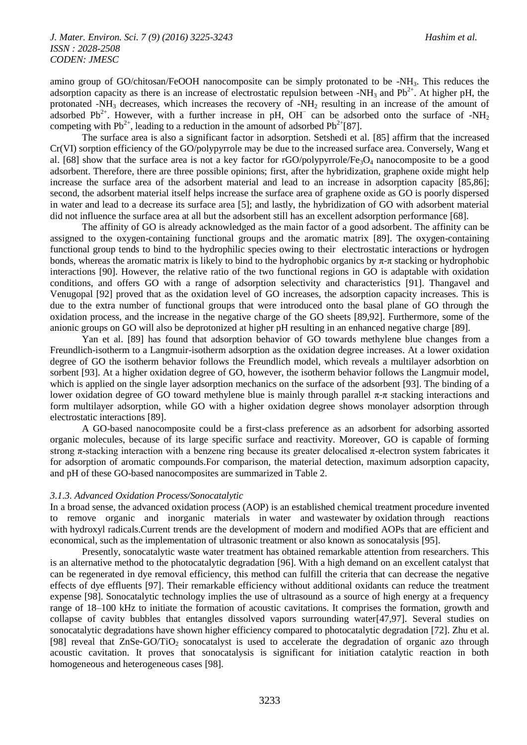amino group of GO/chitosan/FeOOH nanocomposite can be simply protonated to be $-NH_3$. This reduces the adsorption capacity as there is an increase of electrostatic repulsion between $-NH_3$ and $Pb^{2+}$. At higher pH, the protonated $-NH_3$ decreases, which increases the recovery of $-NH_2$ resulting in an increase of the amount of adsorbed $Pb^{2+}$. However, with a further increase in pH, $OH^-$ can be adsorbed onto the surface of $-NH_2$ competing with $Pb^{2+}$, leading to a reduction in the amount of adsorbed $Pb^{2+}$[87].

The surface area is also a significant factor in adsorption. Setshedi et al. [85] affirm that the increased Cr(VI) sorption efficiency of the GO/polypyrrole may be due to the increased surface area. Conversely, Wang et al. [68] show that the surface area is not a key factor for rGO/polypyrrole/$Fe_3O_4$ nanocomposite to be a good adsorbent. Therefore, there are three possible opinions; first, after the hybridization, graphene oxide might help increase the surface area of the adsorbent material and lead to an increase in adsorption capacity [85,86]; second, the adsorbent material itself helps increase the surface area of graphene oxide as GO is poorly dispersed in water and lead to a decrease its surface area [5]; and lastly, the hybridization of GO with adsorbent material did not influence the surface area at all but the adsorbent still has an excellent adsorption performance [68].

The affinity of GO is already acknowledged as the main factor of a good adsorbent. The affinity can be assigned to the oxygen-containing functional groups and the aromatic matrix [89]. The oxygen-containing functional group tends to bind to the hydrophilic species owing to their electrostatic interactions or hydrogen bonds, whereas the aromatic matrix is likely to bind to the hydrophobic organics by π-π stacking or hydrophobic interactions [90]. However, the relative ratio of the two functional regions in GO is adaptable with oxidation conditions, and offers GO with a range of adsorption selectivity and characteristics [91]. Thangavel and Venugopal [92] proved that as the oxidation level of GO increases, the adsorption capacity increases. This is due to the extra number of functional groups that were introduced onto the basal plane of GO through the oxidation process, and the increase in the negative charge of the GO sheets [89,92]. Furthermore, some of the anionic groups on GO will also be deprotonized at higher pH resulting in an enhanced negative charge [89].

Yan et al. [89] has found that adsorption behavior of GO towards methylene blue changes from a Freundlich-isotherm to a Langmuir-isotherm adsorption as the oxidation degree increases. At a lower oxidation degree of GO the isotherm behavior follows the Freundlich model, which reveals a multilayer adsorbtion on sorbent [93]. At a higher oxidation degree of GO, however, the isotherm behavior follows the Langmuir model, which is applied on the single layer adsorption mechanics on the surface of the adsorbent [93]. The binding of a lower oxidation degree of GO toward methylene blue is mainly through parallel π-π stacking interactions and form multilayer adsorption, while GO with a higher oxidation degree shows monolayer adsorption through electrostatic interactions [89].

A GO-based nanocomposite could be a first-class preference as an adsorbent for adsorbing assorted organic molecules, because of its large specific surface and reactivity. Moreover, GO is capable of forming strong π-stacking interaction with a benzene ring because its greater delocalised π-electron system fabricates it for adsorption of aromatic compounds.For comparison, the material detection, maximum adsorption capacity, and pH of these GO-based nanocomposites are summarized in Table 2.

### *3.1.3. Advanced Oxidation Process/Sonocatalytic*

In a broad sense, the advanced oxidation process (AOP) is an established chemical treatment procedure invented to remove organic and inorganic materials in water and wastewater by oxidation through reactions with hydroxyl radicals.Current trends are the development of modern and modified AOPs that are efficient and economical, such as the implementation of ultrasonic treatment or also known as sonocatalysis [95].

Presently, sonocatalytic waste water treatment has obtained remarkable attention from researchers. This is an alternative method to the photocatalytic degradation [96]. With a high demand on an excellent catalyst that can be regenerated in dye removal efficiency, this method can fulfill the criteria that can decrease the negative effects of dye effluents [97]. Their remarkable efficiency without additional oxidants can reduce the treatment expense [98]. Sonocatalytic technology implies the use of ultrasound as a source of high energy at a frequency range of 18–100 kHz to initiate the formation of acoustic cavitations. It comprises the formation, growth and collapse of cavity bubbles that entangles dissolved vapors surrounding water[47,97]. Several studies on sonocatalytic degradations have shown higher efficiency compared to photocatalytic degradation [72]. Zhu et al. [98] reveal that ZnSe-GO/$TiO_2$ sonocatalyst is used to accelerate the degradation of organic azo through acoustic cavitation. It proves that sonocatalysis is significant for initiation catalytic reaction in both homogeneous and heterogeneous cases [98].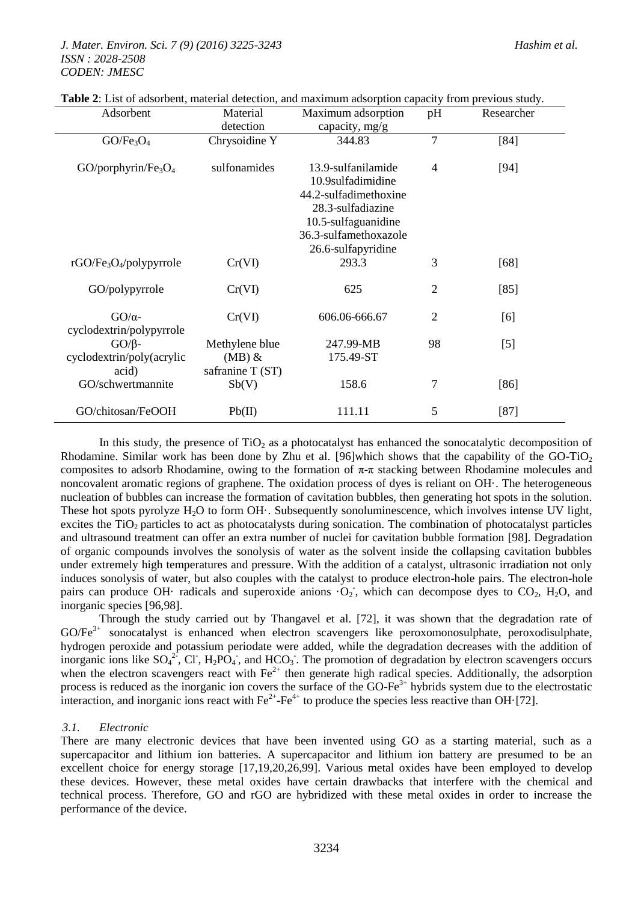**Table 2**: List of adsorbent, material detection, and maximum adsorption capacity from previous study.

| Adsorbent | Material detection | Maximum adsorption capacity, mg/g | pH | Researcher |
|---|---|---|---|---|
| $GO/Fe_3O_4$ | Chrysoidine Y | 344.83 | 7 | [84] |
| $GO/porphyrin/Fe_3O_4$ | sulfonamides | 13.9-sulfanilamide<br>10.9sulfadimidine<br>44.2-sulfadimethoxine<br>28.3-sulfadiazine<br>10.5-sulfaguanidine<br>36.3-sulfamethoxazole<br>26.6-sulfapyridine | 4 | [94] |
| $rGO/Fe_3O_4/polypyrrole$ | Cr(VI) | 293.3 | 3 | [68] |
| GO/polypyrrole | Cr(VI) | 625 | 2 | [85] |
| GO/α-cyclodextrin/polypyrrole | Cr(VI) | 606.06-666.67 | 2 | [6] |
| GO/β-cyclodextrin/poly(acrylic acid) | Methylene blue (MB) & safranine T (ST) | 247.99-MB<br>175.49-ST | 98 | [5] |
| GO/schwertmannite | Sb(V) | 158.6 | 7 | [86] |
| GO/chitosan/FeOOH | Pb(II) | 111.11 | 5 | [87] |

In this study, the presence of $TiO_2$ as a photocatalyst has enhanced the sonocatalytic decomposition of Rhodamine. Similar work has been done by Zhu et al. [96]which shows that the capability of the GO-$TiO_2$ composites to adsorb Rhodamine, owing to the formation of π-π stacking between Rhodamine molecules and noncovalent aromatic regions of graphene. The oxidation process of dyes is reliant on OH·. The heterogeneous nucleation of bubbles can increase the formation of cavitation bubbles, then generating hot spots in the solution. These hot spots pyrolyze $H_2O$ to form OH·. Subsequently sonoluminescence, which involves intense UV light, excites the $TiO_2$ particles to act as photocatalysts during sonication. The combination of photocatalyst particles and ultrasound treatment can offer an extra number of nuclei for cavitation bubble formation [98]. Degradation of organic compounds involves the sonolysis of water as the solvent inside the collapsing cavitation bubbles under extremely high temperatures and pressure. With the addition of a catalyst, ultrasonic irradiation not only induces sonolysis of water, but also couples with the catalyst to produce electron-hole pairs. The electron-hole pairs can produce OH· radicals and superoxide anions $\cdot O_2^-$, which can decompose dyes to $CO_2$, $H_2O$, and inorganic species [96,98].

Through the study carried out by Thangavel et al. [72], it was shown that the degradation rate of $GO/Fe^{3+}$ sonocatalyst is enhanced when electron scavengers like peroxomonosulphate, peroxodisulphate, hydrogen peroxide and potassium periodate were added, while the degradation decreases with the addition of inorganic ions like $SO_4^{2-}$, $Cl^-$, $H_2PO_4^-$, and $HCO_3^-$. The promotion of degradation by electron scavengers occurs when the electron scavengers react with $Fe^{2+}$ then generate high radical species. Additionally, the adsorption process is reduced as the inorganic ion covers the surface of the GO-$Fe^{3+}$ hybrids system due to the electrostatic interaction, and inorganic ions react with $Fe^{2+}$-$Fe^{4+}$ to produce the species less reactive than OH·[72].

### *3.1. Electronic*

There are many electronic devices that have been invented using GO as a starting material, such as a supercapacitor and lithium ion batteries. A supercapacitor and lithium ion battery are presumed to be an excellent choice for energy storage [17,19,20,26,99]. Various metal oxides have been employed to develop these devices. However, these metal oxides have certain drawbacks that interfere with the chemical and technical process. Therefore, GO and rGO are hybridized with these metal oxides in order to increase the performance of the device.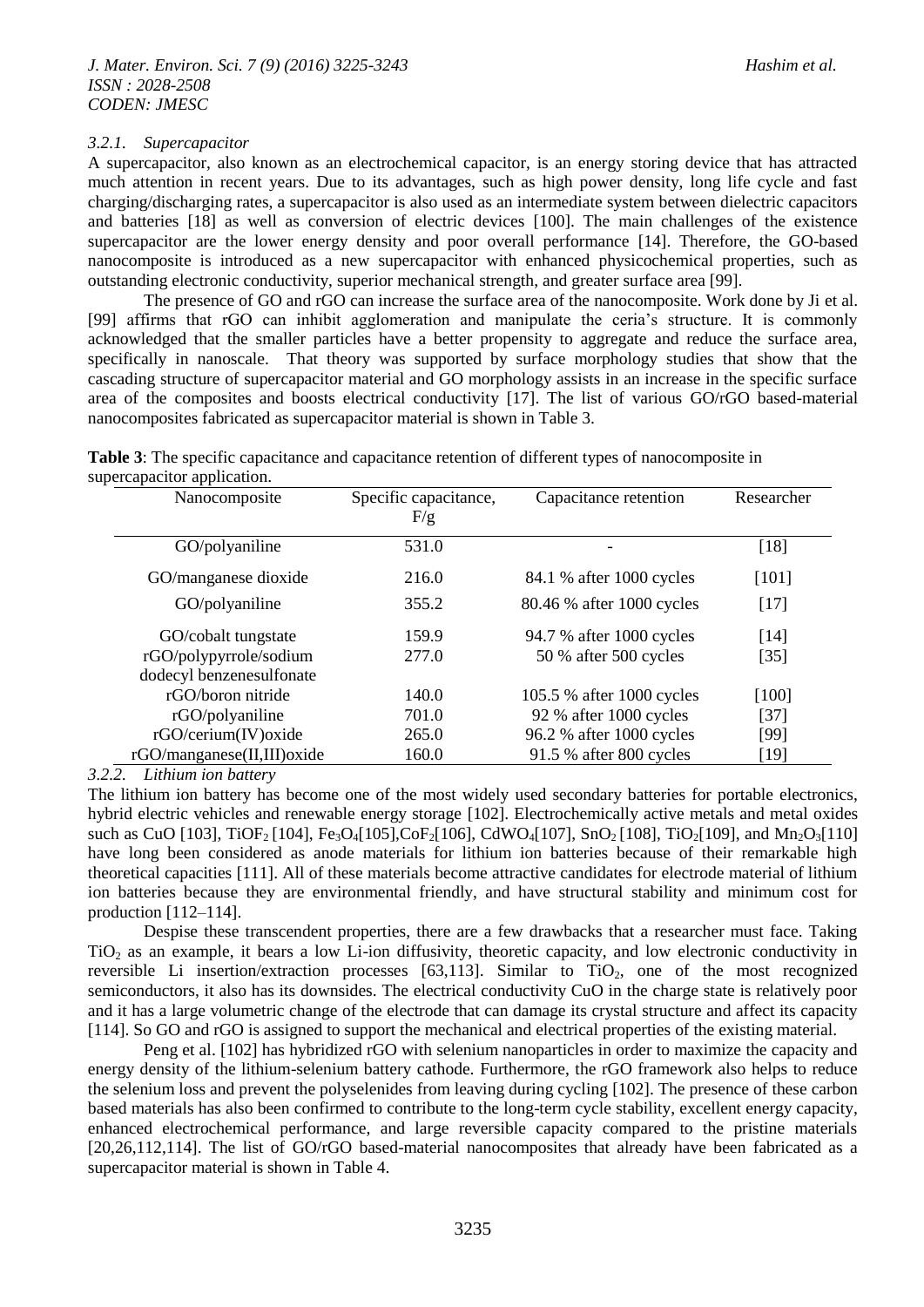### 3.2.1. *Supercapacitor*

A supercapacitor, also known as an electrochemical capacitor, is an energy storing device that has attracted much attention in recent years. Due to its advantages, such as high power density, long life cycle and fast charging/discharging rates, a supercapacitor is also used as an intermediate system between dielectric capacitors and batteries [18] as well as conversion of electric devices [100]. The main challenges of the existence supercapacitor are the lower energy density and poor overall performance [14]. Therefore, the GO-based nanocomposite is introduced as a new supercapacitor with enhanced physicochemical properties, such as outstanding electronic conductivity, superior mechanical strength, and greater surface area [99].

The presence of GO and rGO can increase the surface area of the nanocomposite. Work done by Ji et al. [99] affirms that rGO can inhibit agglomeration and manipulate the ceria's structure. It is commonly acknowledged that the smaller particles have a better propensity to aggregate and reduce the surface area, specifically in nanoscale. That theory was supported by surface morphology studies that show that the cascading structure of supercapacitor material and GO morphology assists in an increase in the specific surface area of the composites and boosts electrical conductivity [17]. The list of various GO/rGO based-material nanocomposites fabricated as supercapacitor material is shown in Table 3.

**Table 3**: The specific capacitance and capacitance retention of different types of nanocomposite in supercapacitor application.

| Nanocomposite | Specific capacitance, F/g | Capacitance retention | Researcher |
|---|---|---|---|
| GO/polyaniline | 531.0 | - | [18] |
| GO/manganese dioxide | 216.0 | 84.1 % after 1000 cycles | [101] |
| GO/polyaniline | 355.2 | 80.46 % after 1000 cycles | [17] |
| GO/cobalt tungstate | 159.9 | 94.7 % after 1000 cycles | [14] |
| rGO/polypyrrole/sodium dodecyl benzenesulfonate | 277.0 | 50 % after 500 cycles | [35] |
| rGO/boron nitride | 140.0 | 105.5 % after 1000 cycles | [100] |
| rGO/polyaniline | 701.0 | 92 % after 1000 cycles | [37] |
| rGO/cerium(IV)oxide | 265.0 | 96.2 % after 1000 cycles | [99] |
| rGO/manganese(II,III)oxide | 160.0 | 91.5 % after 800 cycles | [19] |

### 3.2.2. *Lithium ion battery*

The lithium ion battery has become one of the most widely used secondary batteries for portable electronics, hybrid electric vehicles and renewable energy storage [102]. Electrochemically active metals and metal oxides such as CuO [103], $TiOF_2$ [104], $Fe_3O_4$[105],$CoF_2$[106], $CdWO_4$[107], $SnO_2$ [108], $TiO_2$[109], and $Mn_2O_3$[110] have long been considered as anode materials for lithium ion batteries because of their remarkable high theoretical capacities [111]. All of these materials become attractive candidates for electrode material of lithium ion batteries because they are environmental friendly, and have structural stability and minimum cost for production [112–114].

Despise these transcendent properties, there are a few drawbacks that a researcher must face. Taking $TiO_2$ as an example, it bears a low Li-ion diffusivity, theoretic capacity, and low electronic conductivity in reversible Li insertion/extraction processes [63,113]. Similar to $TiO_2$, one of the most recognized semiconductors, it also has its downsides. The electrical conductivity CuO in the charge state is relatively poor and it has a large volumetric change of the electrode that can damage its crystal structure and affect its capacity [114]. So GO and rGO is assigned to support the mechanical and electrical properties of the existing material.

Peng et al. [102] has hybridized rGO with selenium nanoparticles in order to maximize the capacity and energy density of the lithium-selenium battery cathode. Furthermore, the rGO framework also helps to reduce the selenium loss and prevent the polyselenides from leaving during cycling [102]. The presence of these carbon based materials has also been confirmed to contribute to the long-term cycle stability, excellent energy capacity, enhanced electrochemical performance, and large reversible capacity compared to the pristine materials [20,26,112,114]. The list of GO/rGO based-material nanocomposites that already have been fabricated as a supercapacitor material is shown in Table 4.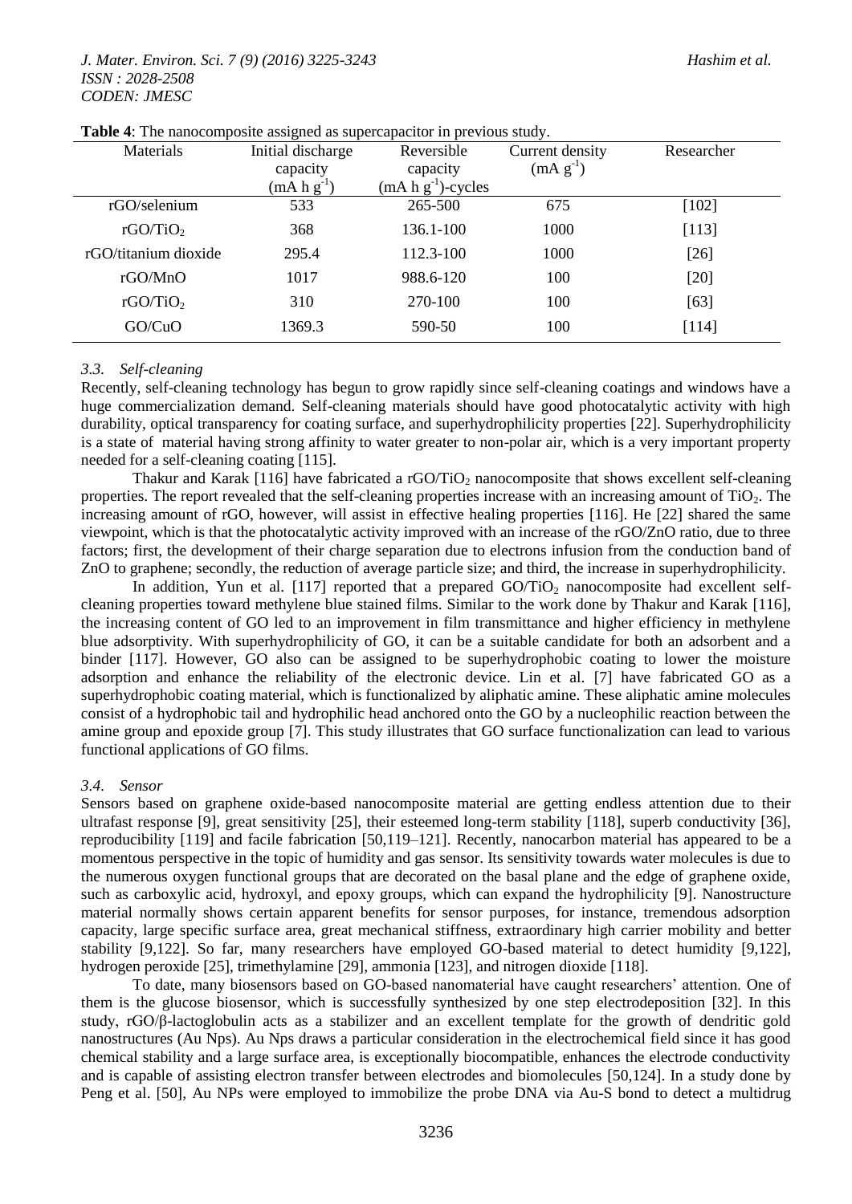**Table 4**: The nanocomposite assigned as supercapacitor in previous study.

| Materials | Initial discharge capacity (mA h $g^{-1}$) | Reversible capacity (mA h $g^{-1}$)-cycles | Current density (mA $g^{-1}$) | Researcher |
|---|---|---|---|---|
| rGO/selenium | 533 | 265-500 | 675 | [102] |
| rGO/$TiO_2$ | 368 | 136.1-100 | 1000 | [113] |
| rGO/titanium dioxide | 295.4 | 112.3-100 | 1000 | [26] |
| rGO/MnO | 1017 | 988.6-120 | 100 | [20] |
| rGO/$TiO_2$ | 310 | 270-100 | 100 | [63] |
| GO/CuO | 1369.3 | 590-50 | 100 | [114] |

### *3.3. Self-cleaning*

Recently, self-cleaning technology has begun to grow rapidly since self-cleaning coatings and windows have a huge commercialization demand. Self-cleaning materials should have good photocatalytic activity with high durability, optical transparency for coating surface, and superhydrophilicity properties [22]. Superhydrophilicity is a state of material having strong affinity to water greater to non-polar air, which is a very important property needed for a self-cleaning coating [115].

Thakur and Karak [116] have fabricated a rGO/$TiO_2$ nanocomposite that shows excellent self-cleaning properties. The report revealed that the self-cleaning properties increase with an increasing amount of $TiO_2$. The increasing amount of rGO, however, will assist in effective healing properties [116]. He [22] shared the same viewpoint, which is that the photocatalytic activity improved with an increase of the rGO/ZnO ratio, due to three factors; first, the development of their charge separation due to electrons infusion from the conduction band of ZnO to graphene; secondly, the reduction of average particle size; and third, the increase in superhydrophilicity.

In addition, Yun et al. [117] reported that a prepared GO/$TiO_2$ nanocomposite had excellent self-cleaning properties toward methylene blue stained films. Similar to the work done by Thakur and Karak [116], the increasing content of GO led to an improvement in film transmittance and higher efficiency in methylene blue adsorptivity. With superhydrophilicity of GO, it can be a suitable candidate for both an adsorbent and a binder [117]. However, GO also can be assigned to be superhydrophobic coating to lower the moisture adsorption and enhance the reliability of the electronic device. Lin et al. [7] have fabricated GO as a superhydrophobic coating material, which is functionalized by aliphatic amine. These aliphatic amine molecules consist of a hydrophobic tail and hydrophilic head anchored onto the GO by a nucleophilic reaction between the amine group and epoxide group [7]. This study illustrates that GO surface functionalization can lead to various functional applications of GO films.

### *3.4. Sensor*

Sensors based on graphene oxide-based nanocomposite material are getting endless attention due to their ultrafast response [9], great sensitivity [25], their esteemed long-term stability [118], superb conductivity [36], reproducibility [119] and facile fabrication [50,119–121]. Recently, nanocarbon material has appeared to be a momentous perspective in the topic of humidity and gas sensor. Its sensitivity towards water molecules is due to the numerous oxygen functional groups that are decorated on the basal plane and the edge of graphene oxide, such as carboxylic acid, hydroxyl, and epoxy groups, which can expand the hydrophilicity [9]. Nanostructure material normally shows certain apparent benefits for sensor purposes, for instance, tremendous adsorption capacity, large specific surface area, great mechanical stiffness, extraordinary high carrier mobility and better stability [9,122]. So far, many researchers have employed GO-based material to detect humidity [9,122], hydrogen peroxide [25], trimethylamine [29], ammonia [123], and nitrogen dioxide [118].

To date, many biosensors based on GO-based nanomaterial have caught researchers' attention. One of them is the glucose biosensor, which is successfully synthesized by one step electrodeposition [32]. In this study, rGO/β-lactoglobulin acts as a stabilizer and an excellent template for the growth of dendritic gold nanostructures (Au Nps). Au Nps draws a particular consideration in the electrochemical field since it has good chemical stability and a large surface area, is exceptionally biocompatible, enhances the electrode conductivity and is capable of assisting electron transfer between electrodes and biomolecules [50,124]. In a study done by Peng et al. [50], Au NPs were employed to immobilize the probe DNA via Au-S bond to detect a multidrug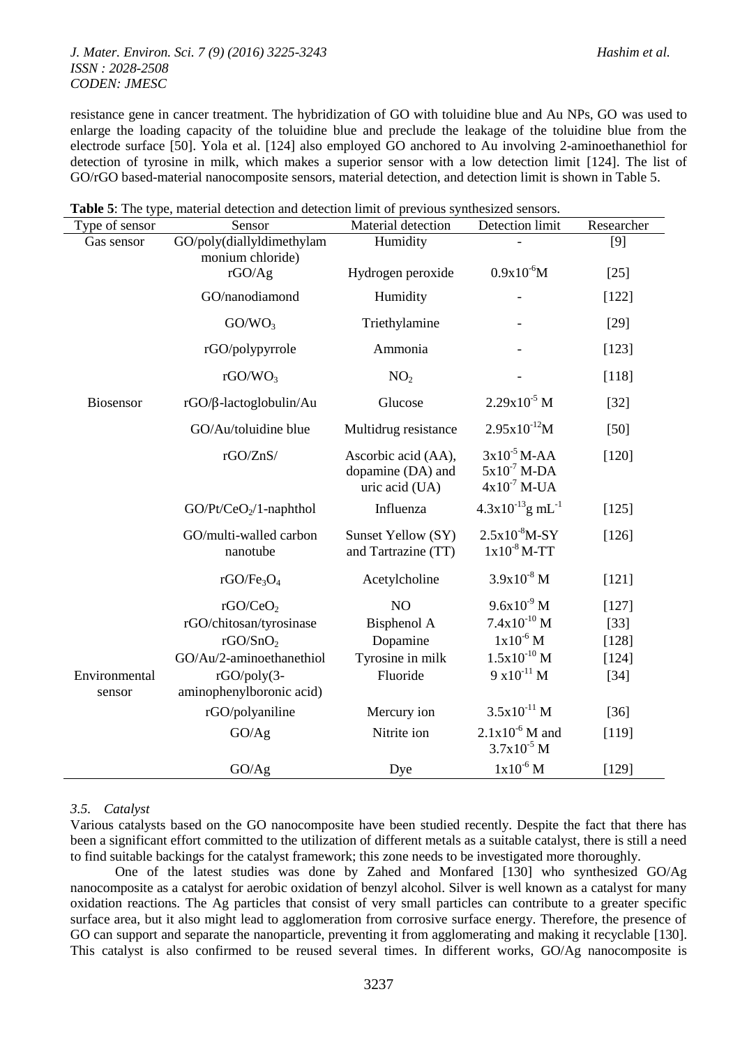resistance gene in cancer treatment. The hybridization of GO with toluidine blue and Au NPs, GO was used to enlarge the loading capacity of the toluidine blue and preclude the leakage of the toluidine blue from the electrode surface [50]. Yola et al. [124] also employed GO anchored to Au involving 2-aminoethanethiol for detection of tyrosine in milk, which makes a superior sensor with a low detection limit [124]. The list of GO/rGO based-material nanocomposite sensors, material detection, and detection limit is shown in Table 5.

**Table 5**: The type, material detection and detection limit of previous synthesized sensors.

| Type of sensor | Sensor | Material detection | Detection limit | Researcher |
|---|---|---|---|---|
| Gas sensor | GO/poly(diallyldimethylammonium chloride) | Humidity | - | [9] |
| | rGO/Ag | Hydrogen peroxide | $0.9x10^{-6}$M | [25] |
| | GO/nanodiamond | Humidity | - | [122] |
| | $GO/WO_3$ | Triethylamine | - | [29] |
| | rGO/polypyrrole | Ammonia | - | [123] |
| | $rGO/WO_3$ | $NO_2$ | - | [118] |
| Biosensor | rGO/β-lactoglobulin/Au | Glucose | $2.29x10^{-5}$ M | [32] |
| | GO/Au/toluidine blue | Multidrug resistance | $2.95x10^{-12}$M | [50] |
| | rGO/ZnS/ | Ascorbic acid (AA), dopamine (DA) and uric acid (UA) | $3x10^{-5}$ M-AA<br>$5x10^{-7}$ M-DA<br>$4x10^{-7}$ M-UA | [120] |
| | $GO/Pt/CeO_2$/1-naphthol | Influenza | $4.3x10^{-13}$g $mL^{-1}$ | [125] |
| | GO/multi-walled carbon nanotube | Sunset Yellow (SY) and Tartrazine (TT) | $2.5x10^{-8}$M-SY<br>$1x10^{-8}$ M-TT | [126] |
| | $rGO/Fe_3O_4$ | Acetylcholine | $3.9x10^{-8}$ M | [121] |
| | $rGO/CeO_2$ | NO | $9.6x10^{-9}$ M | [127] |
| | rGO/chitosan/tyrosinase | Bisphenol A | $7.4x10^{-10}$ M | [33] |
| | $rGO/SnO_2$ | Dopamine | $1x10^{-6}$ M | [128] |
| | GO/Au/2-aminoethanethiol | Tyrosine in milk | $1.5x10^{-10}$ M | [124] |
| Environmental sensor | rGO/poly(3-aminophenylboronic acid) | Fluoride | $9 x10^{-11}$ M | [34] |
| | rGO/polyaniline | Mercury ion | $3.5x10^{-11}$ M | [36] |
| | GO/Ag | Nitrite ion | $2.1x10^{-6}$ M and $3.7x10^{-5}$ M | [119] |
| | GO/Ag | Dye | $1x10^{-6}$ M | [129] |

### *3.5. Catalyst*

Various catalysts based on the GO nanocomposite have been studied recently. Despite the fact that there has been a significant effort committed to the utilization of different metals as a suitable catalyst, there is still a need to find suitable backings for the catalyst framework; this zone needs to be investigated more thoroughly.

One of the latest studies was done by Zahed and Monfared [130] who synthesized GO/Ag nanocomposite as a catalyst for aerobic oxidation of benzyl alcohol. Silver is well known as a catalyst for many oxidation reactions. The Ag particles that consist of very small particles can contribute to a greater specific surface area, but it also might lead to agglomeration from corrosive surface energy. Therefore, the presence of GO can support and separate the nanoparticle, preventing it from agglomerating and making it recyclable [130]. This catalyst is also confirmed to be reused several times. In different works, GO/Ag nanocomposite is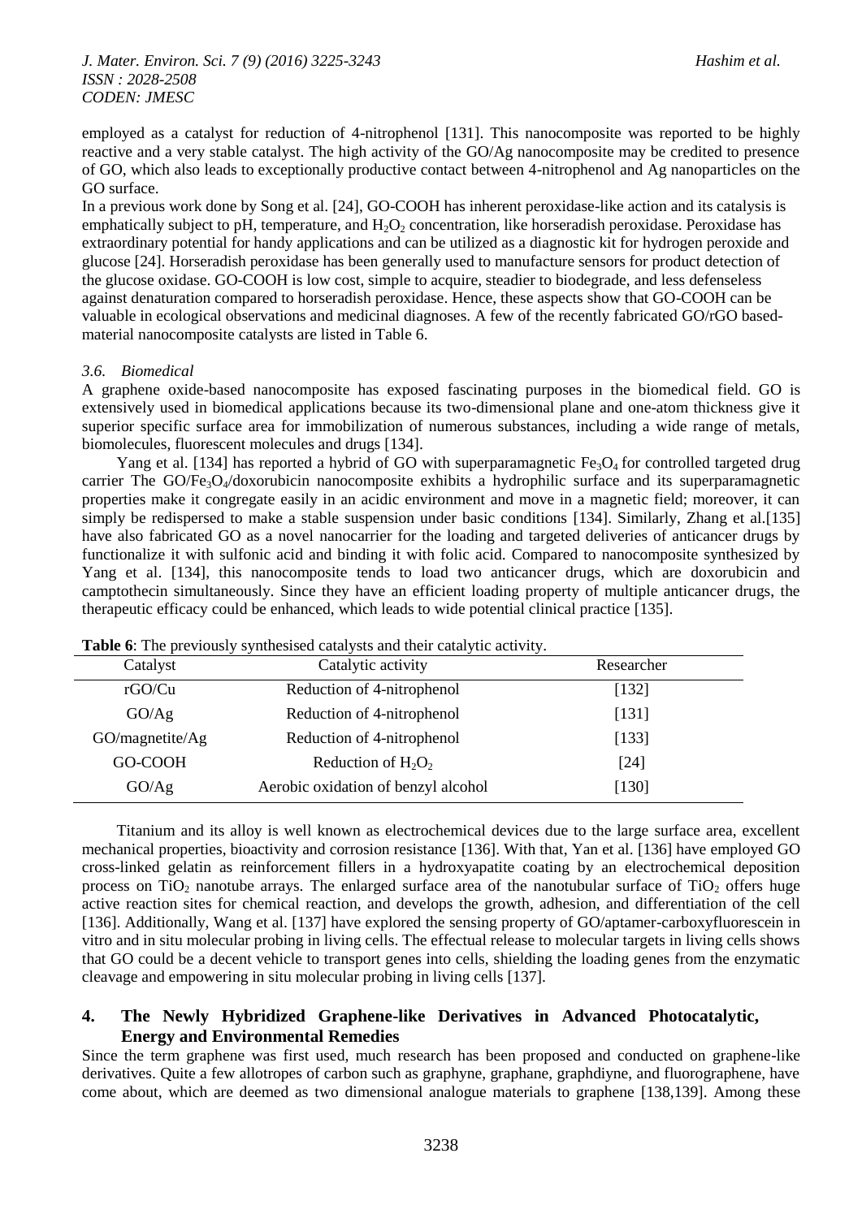employed as a catalyst for reduction of 4-nitrophenol [131]. This nanocomposite was reported to be highly reactive and a very stable catalyst. The high activity of the GO/Ag nanocomposite may be credited to presence of GO, which also leads to exceptionally productive contact between 4-nitrophenol and Ag nanoparticles on the GO surface.

In a previous work done by Song et al. [24], GO-COOH has inherent peroxidase-like action and its catalysis is emphatically subject to pH, temperature, and $H_2O_2$ concentration, like horseradish peroxidase. Peroxidase has extraordinary potential for handy applications and can be utilized as a diagnostic kit for hydrogen peroxide and glucose [24]. Horseradish peroxidase has been generally used to manufacture sensors for product detection of the glucose oxidase. GO-COOH is low cost, simple to acquire, steadier to biodegrade, and less defenseless against denaturation compared to horseradish peroxidase. Hence, these aspects show that GO-COOH can be valuable in ecological observations and medicinal diagnoses. A few of the recently fabricated GO/rGO based-material nanocomposite catalysts are listed in Table 6.

### *3.6. Biomedical*

A graphene oxide-based nanocomposite has exposed fascinating purposes in the biomedical field. GO is extensively used in biomedical applications because its two-dimensional plane and one-atom thickness give it superior specific surface area for immobilization of numerous substances, including a wide range of metals, biomolecules, fluorescent molecules and drugs [134].

Yang et al. [134] has reported a hybrid of GO with superparamagnetic $Fe_3O_4$ for controlled targeted drug carrier The GO/$Fe_3O_4$/doxorubicin nanocomposite exhibits a hydrophilic surface and its superparamagnetic properties make it congregate easily in an acidic environment and move in a magnetic field; moreover, it can simply be redispersed to make a stable suspension under basic conditions [134]. Similarly, Zhang et al.[135] have also fabricated GO as a novel nanocarrier for the loading and targeted deliveries of anticancer drugs by functionalize it with sulfonic acid and binding it with folic acid. Compared to nanocomposite synthesized by Yang et al. [134], this nanocomposite tends to load two anticancer drugs, which are doxorubicin and camptothecin simultaneously. Since they have an efficient loading property of multiple anticancer drugs, the therapeutic efficacy could be enhanced, which leads to wide potential clinical practice [135].

**Table 6**: The previously synthesised catalysts and their catalytic activity.

| Catalyst | Catalytic activity | Researcher |
|---|---|---|
| rGO/Cu | Reduction of 4-nitrophenol | [132] |
| GO/Ag | Reduction of 4-nitrophenol | [131] |
| GO/magnetite/Ag | Reduction of 4-nitrophenol | [133] |
| GO-COOH | Reduction of $H_2O_2$ | [24] |
| GO/Ag | Aerobic oxidation of benzyl alcohol | [130] |

Titanium and its alloy is well known as electrochemical devices due to the large surface area, excellent mechanical properties, bioactivity and corrosion resistance [136]. With that, Yan et al. [136] have employed GO cross-linked gelatin as reinforcement fillers in a hydroxyapatite coating by an electrochemical deposition process on $TiO_2$ nanotube arrays. The enlarged surface area of the nanotubular surface of $TiO_2$ offers huge active reaction sites for chemical reaction, and develops the growth, adhesion, and differentiation of the cell [136]. Additionally, Wang et al. [137] have explored the sensing property of GO/aptamer-carboxyfluorescein in vitro and in situ molecular probing in living cells. The effectual release to molecular targets in living cells shows that GO could be a decent vehicle to transport genes into cells, shielding the loading genes from the enzymatic cleavage and empowering in situ molecular probing in living cells [137].

## 4. The Newly Hybridized Graphene-like Derivatives in Advanced Photocatalytic, Energy and Environmental Remedies

Since the term graphene was first used, much research has been proposed and conducted on graphene-like derivatives. Quite a few allotropes of carbon such as graphyne, graphane, graphdiyne, and fluorographene, have come about, which are deemed as two dimensional analogue materials to graphene [138,139]. Among these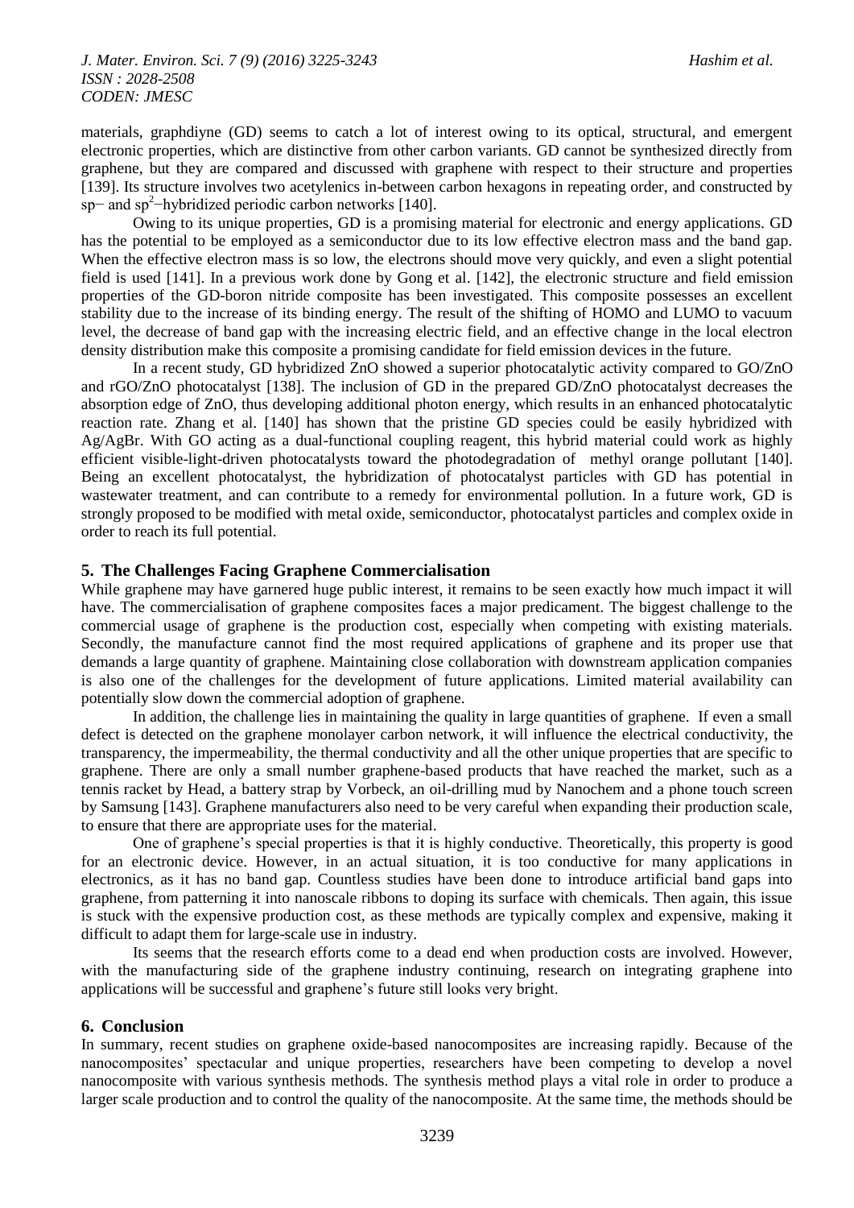materials, graphdiyne (GD) seems to catch a lot of interest owing to its optical, structural, and emergent electronic properties, which are distinctive from other carbon variants. GD cannot be synthesized directly from graphene, but they are compared and discussed with graphene with respect to their structure and properties [139]. Its structure involves two acetylenics in-between carbon hexagons in repeating order, and constructed by sp− and $sp^2$−hybridized periodic carbon networks [140].

Owing to its unique properties, GD is a promising material for electronic and energy applications. GD has the potential to be employed as a semiconductor due to its low effective electron mass and the band gap. When the effective electron mass is so low, the electrons should move very quickly, and even a slight potential field is used [141]. In a previous work done by Gong et al. [142], the electronic structure and field emission properties of the GD-boron nitride composite has been investigated. This composite possesses an excellent stability due to the increase of its binding energy. The result of the shifting of HOMO and LUMO to vacuum level, the decrease of band gap with the increasing electric field, and an effective change in the local electron density distribution make this composite a promising candidate for field emission devices in the future.

In a recent study, GD hybridized ZnO showed a superior photocatalytic activity compared to GO/ZnO and rGO/ZnO photocatalyst [138]. The inclusion of GD in the prepared GD/ZnO photocatalyst decreases the absorption edge of ZnO, thus developing additional photon energy, which results in an enhanced photocatalytic reaction rate. Zhang et al. [140] has shown that the pristine GD species could be easily hybridized with Ag/AgBr. With GO acting as a dual-functional coupling reagent, this hybrid material could work as highly efficient visible-light-driven photocatalysts toward the photodegradation of methyl orange pollutant [140]. Being an excellent photocatalyst, the hybridization of photocatalyst particles with GD has potential in wastewater treatment, and can contribute to a remedy for environmental pollution. In a future work, GD is strongly proposed to be modified with metal oxide, semiconductor, photocatalyst particles and complex oxide in order to reach its full potential.

## 5. The Challenges Facing Graphene Commercialisation

While graphene may have garnered huge public interest, it remains to be seen exactly how much impact it will have. The commercialisation of graphene composites faces a major predicament. The biggest challenge to the commercial usage of graphene is the production cost, especially when competing with existing materials. Secondly, the manufacture cannot find the most required applications of graphene and its proper use that demands a large quantity of graphene. Maintaining close collaboration with downstream application companies is also one of the challenges for the development of future applications. Limited material availability can potentially slow down the commercial adoption of graphene.

In addition, the challenge lies in maintaining the quality in large quantities of graphene. If even a small defect is detected on the graphene monolayer carbon network, it will influence the electrical conductivity, the transparency, the impermeability, the thermal conductivity and all the other unique properties that are specific to graphene. There are only a small number graphene-based products that have reached the market, such as a tennis racket by Head, a battery strap by Vorbeck, an oil-drilling mud by Nanochem and a phone touch screen by Samsung [143]. Graphene manufacturers also need to be very careful when expanding their production scale, to ensure that there are appropriate uses for the material.

One of graphene's special properties is that it is highly conductive. Theoretically, this property is good for an electronic device. However, in an actual situation, it is too conductive for many applications in electronics, as it has no band gap. Countless studies have been done to introduce artificial band gaps into graphene, from patterning it into nanoscale ribbons to doping its surface with chemicals. Then again, this issue is stuck with the expensive production cost, as these methods are typically complex and expensive, making it difficult to adapt them for large-scale use in industry.

Its seems that the research efforts come to a dead end when production costs are involved. However, with the manufacturing side of the graphene industry continuing, research on integrating graphene into applications will be successful and graphene's future still looks very bright.

## 6. Conclusion

In summary, recent studies on graphene oxide-based nanocomposites are increasing rapidly. Because of the nanocomposites' spectacular and unique properties, researchers have been competing to develop a novel nanocomposite with various synthesis methods. The synthesis method plays a vital role in order to produce a larger scale production and to control the quality of the nanocomposite. At the same time, the methods should be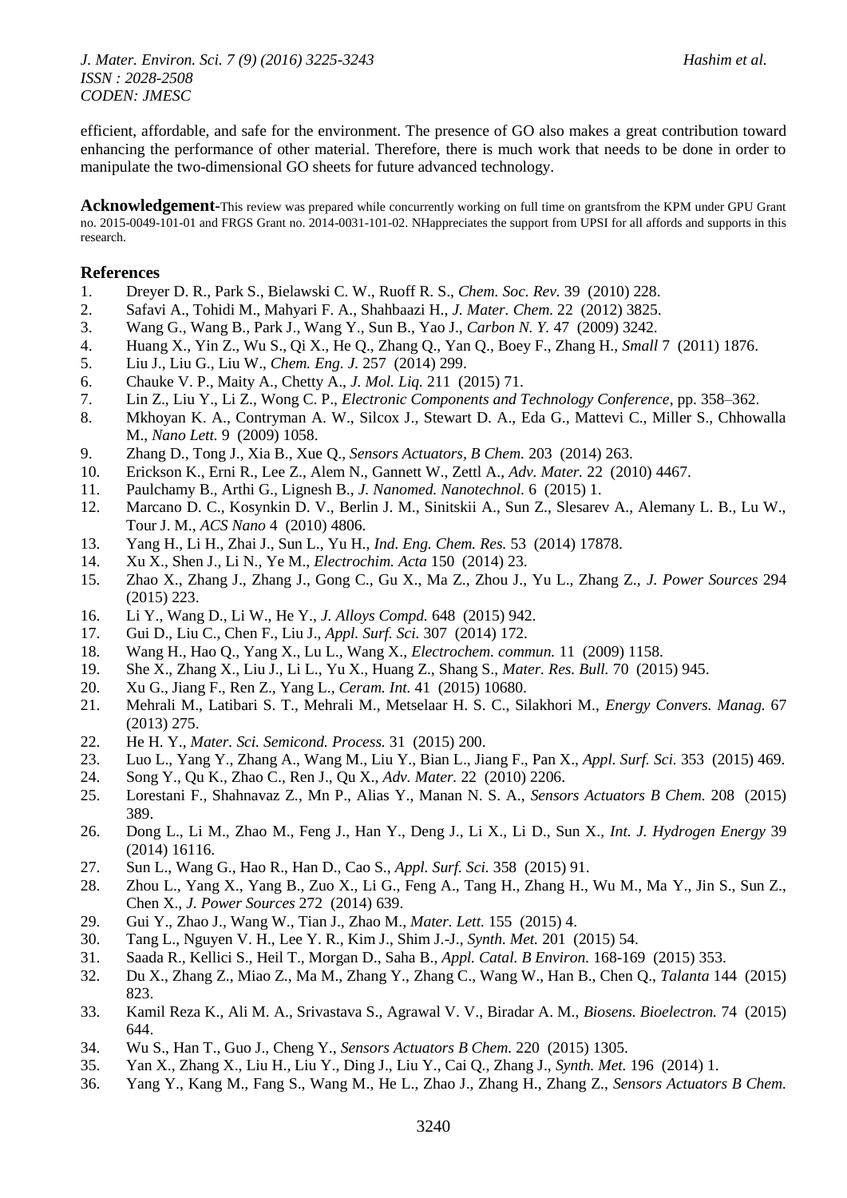efficient, affordable, and safe for the environment. The presence of GO also makes a great contribution toward enhancing the performance of other material. Therefore, there is much work that needs to be done in order to manipulate the two-dimensional GO sheets for future advanced technology.

**Acknowledgement-**This review was prepared while concurrently working on full time on grantsfrom the KPM under GPU Grant no. 2015-0049-101-01 and FRGS Grant no. 2014-0031-101-02. NHappreciates the support from UPSI for all affords and supports in this research.

## References

1. Dreyer D. R., Park S., Bielawski C. W., Ruoff R. S., *Chem. Soc. Rev.* 39 (2010) 228.
2. Safavi A., Tohidi M., Mahyari F. A., Shahbaazi H., *J. Mater. Chem.* 22 (2012) 3825.
3. Wang G., Wang B., Park J., Wang Y., Sun B., Yao J., *Carbon N. Y.* 47 (2009) 3242.
4. Huang X., Yin Z., Wu S., Qi X., He Q., Zhang Q., Yan Q., Boey F., Zhang H., *Small* 7 (2011) 1876.
5. Liu J., Liu G., Liu W., *Chem. Eng. J.* 257 (2014) 299.
6. Chauke V. P., Maity A., Chetty A., *J. Mol. Liq.* 211 (2015) 71.
7. Lin Z., Liu Y., Li Z., Wong C. P., *Electronic Components and Technology Conference*, pp. 358–362.
8. Mkhoyan K. A., Contryman A. W., Silcox J., Stewart D. A., Eda G., Mattevi C., Miller S., Chhowalla M., *Nano Lett.* 9 (2009) 1058.
9. Zhang D., Tong J., Xia B., Xue Q., *Sensors Actuators, B Chem.* 203 (2014) 263.
10. Erickson K., Erni R., Lee Z., Alem N., Gannett W., Zettl A., *Adv. Mater.* 22 (2010) 4467.
11. Paulchamy B., Arthi G., Lignesh B., *J. Nanomed. Nanotechnol.* 6 (2015) 1.
12. Marcano D. C., Kosynkin D. V., Berlin J. M., Sinitskii A., Sun Z., Slesarev A., Alemany L. B., Lu W., Tour J. M., *ACS Nano* 4 (2010) 4806.
13. Yang H., Li H., Zhai J., Sun L., Yu H., *Ind. Eng. Chem. Res.* 53 (2014) 17878.
14. Xu X., Shen J., Li N., Ye M., *Electrochim. Acta* 150 (2014) 23.
15. Zhao X., Zhang J., Zhang J., Gong C., Gu X., Ma Z., Zhou J., Yu L., Zhang Z., *J. Power Sources* 294 (2015) 223.
16. Li Y., Wang D., Li W., He Y., *J. Alloys Compd.* 648 (2015) 942.
17. Gui D., Liu C., Chen F., Liu J., *Appl. Surf. Sci.* 307 (2014) 172.
18. Wang H., Hao Q., Yang X., Lu L., Wang X., *Electrochem. commun.* 11 (2009) 1158.
19. She X., Zhang X., Liu J., Li L., Yu X., Huang Z., Shang S., *Mater. Res. Bull.* 70 (2015) 945.
20. Xu G., Jiang F., Ren Z., Yang L., *Ceram. Int.* 41 (2015) 10680.
21. Mehrali M., Latibari S. T., Mehrali M., Metselaar H. S. C., Silakhori M., *Energy Convers. Manag.* 67 (2013) 275.
22. He H. Y., *Mater. Sci. Semicond. Process.* 31 (2015) 200.
23. Luo L., Yang Y., Zhang A., Wang M., Liu Y., Bian L., Jiang F., Pan X., *Appl. Surf. Sci.* 353 (2015) 469.
24. Song Y., Qu K., Zhao C., Ren J., Qu X., *Adv. Mater.* 22 (2010) 2206.
25. Lorestani F., Shahnavaz Z., Mn P., Alias Y., Manan N. S. A., *Sensors Actuators B Chem.* 208 (2015) 389.
26. Dong L., Li M., Zhao M., Feng J., Han Y., Deng J., Li X., Li D., Sun X., *Int. J. Hydrogen Energy* 39 (2014) 16116.
27. Sun L., Wang G., Hao R., Han D., Cao S., *Appl. Surf. Sci.* 358 (2015) 91.
28. Zhou L., Yang X., Yang B., Zuo X., Li G., Feng A., Tang H., Zhang H., Wu M., Ma Y., Jin S., Sun Z., Chen X., *J. Power Sources* 272 (2014) 639.
29. Gui Y., Zhao J., Wang W., Tian J., Zhao M., *Mater. Lett.* 155 (2015) 4.
30. Tang L., Nguyen V. H., Lee Y. R., Kim J., Shim J.-J., *Synth. Met.* 201 (2015) 54.
31. Saada R., Kellici S., Heil T., Morgan D., Saha B., *Appl. Catal. B Environ.* 168-169 (2015) 353.
32. Du X., Zhang Z., Miao Z., Ma M., Zhang Y., Zhang C., Wang W., Han B., Chen Q., *Talanta* 144 (2015) 823.
33. Kamil Reza K., Ali M. A., Srivastava S., Agrawal V. V., Biradar A. M., *Biosens. Bioelectron.* 74 (2015) 644.
34. Wu S., Han T., Guo J., Cheng Y., *Sensors Actuators B Chem.* 220 (2015) 1305.
35. Yan X., Zhang X., Liu H., Liu Y., Ding J., Liu Y., Cai Q., Zhang J., *Synth. Met.* 196 (2014) 1.
36. Yang Y., Kang M., Fang S., Wang M., He L., Zhao J., Zhang H., Zhang Z., *Sensors Actuators B Chem.*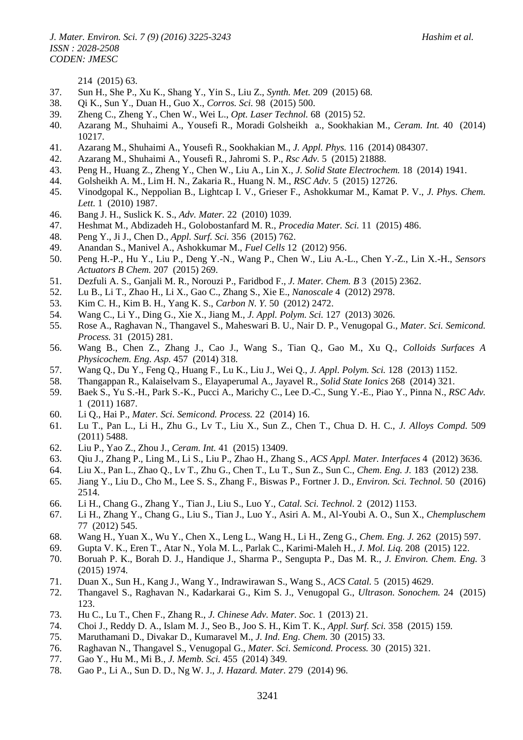214 (2015) 63.

37. Sun H., She P., Xu K., Shang Y., Yin S., Liu Z., *Synth. Met.* 209 (2015) 68.
38. Qi K., Sun Y., Duan H., Guo X., *Corros. Sci.* 98 (2015) 500.
39. Zheng C., Zheng Y., Chen W., Wei L., *Opt. Laser Technol.* 68 (2015) 52.
40. Azarang M., Shuhaimi A., Yousefi R., Moradi Golsheikh a., Sookhakian M., *Ceram. Int.* 40 (2014) 10217.
41. Azarang M., Shuhaimi A., Yousefi R., Sookhakian M., *J. Appl. Phys.* 116 (2014) 084307.
42. Azarang M., Shuhaimi A., Yousefi R., Jahromi S. P., *Rsc Adv.* 5 (2015) 21888.
43. Peng H., Huang Z., Zheng Y., Chen W., Liu A., Lin X., *J. Solid State Electrochem.* 18 (2014) 1941.
44. Golsheikh A. M., Lim H. N., Zakaria R., Huang N. M., *RSC Adv.* 5 (2015) 12726.
45. Vinodgopal K., Neppolian B., Lightcap I. V., Grieser F., Ashokkumar M., Kamat P. V., *J. Phys. Chem. Lett.* 1 (2010) 1987.
46. Bang J. H., Suslick K. S., *Adv. Mater.* 22 (2010) 1039.
47. Heshmat M., Abdizadeh H., Golobostanfard M. R., *Procedia Mater. Sci.* 11 (2015) 486.
48. Peng Y., Ji J., Chen D., *Appl. Surf. Sci.* 356 (2015) 762.
49. Anandan S., Manivel A., Ashokkumar M., *Fuel Cells* 12 (2012) 956.
50. Peng H.-P., Hu Y., Liu P., Deng Y.-N., Wang P., Chen W., Liu A.-L., Chen Y.-Z., Lin X.-H., *Sensors Actuators B Chem.* 207 (2015) 269.
51. Dezfuli A. S., Ganjali M. R., Norouzi P., Faridbod F., *J. Mater. Chem. B* 3 (2015) 2362.
52. Lu B., Li T., Zhao H., Li X., Gao C., Zhang S., Xie E., *Nanoscale* 4 (2012) 2978.
53. Kim C. H., Kim B. H., Yang K. S., *Carbon N. Y.* 50 (2012) 2472.
54. Wang C., Li Y., Ding G., Xie X., Jiang M., *J. Appl. Polym. Sci.* 127 (2013) 3026.
55. Rose A., Raghavan N., Thangavel S., Maheswari B. U., Nair D. P., Venugopal G., *Mater. Sci. Semicond. Process.* 31 (2015) 281.
56. Wang B., Chen Z., Zhang J., Cao J., Wang S., Tian Q., Gao M., Xu Q., *Colloids Surfaces A Physicochem. Eng. Asp.* 457 (2014) 318.
57. Wang Q., Du Y., Feng Q., Huang F., Lu K., Liu J., Wei Q., *J. Appl. Polym. Sci.* 128 (2013) 1152.
58. Thangappan R., Kalaiselvam S., Elayaperumal A., Jayavel R., *Solid State Ionics* 268 (2014) 321.
59. Baek S., Yu S.-H., Park S.-K., Pucci A., Marichy C., Lee D.-C., Sung Y.-E., Piao Y., Pinna N., *RSC Adv.* 1 (2011) 1687.
60. Li Q., Hai P., *Mater. Sci. Semicond. Process.* 22 (2014) 16.
61. Lu T., Pan L., Li H., Zhu G., Lv T., Liu X., Sun Z., Chen T., Chua D. H. C., *J. Alloys Compd.* 509 (2011) 5488.
62. Liu P., Yao Z., Zhou J., *Ceram. Int.* 41 (2015) 13409.
63. Qiu J., Zhang P., Ling M., Li S., Liu P., Zhao H., Zhang S., *ACS Appl. Mater. Interfaces* 4 (2012) 3636.
64. Liu X., Pan L., Zhao Q., Lv T., Zhu G., Chen T., Lu T., Sun Z., Sun C., *Chem. Eng. J.* 183 (2012) 238.
65. Jiang Y., Liu D., Cho M., Lee S. S., Zhang F., Biswas P., Fortner J. D., *Environ. Sci. Technol.* 50 (2016) 2514.
66. Li H., Chang G., Zhang Y., Tian J., Liu S., Luo Y., *Catal. Sci. Technol.* 2 (2012) 1153.
67. Li H., Zhang Y., Chang G., Liu S., Tian J., Luo Y., Asiri A. M., Al-Youbi A. O., Sun X., *Chempluschem* 77 (2012) 545.
68. Wang H., Yuan X., Wu Y., Chen X., Leng L., Wang H., Li H., Zeng G., *Chem. Eng. J.* 262 (2015) 597.
69. Gupta V. K., Eren T., Atar N., Yola M. L., Parlak C., Karimi-Maleh H., *J. Mol. Liq.* 208 (2015) 122.
70. Boruah P. K., Borah D. J., Handique J., Sharma P., Sengupta P., Das M. R., *J. Environ. Chem. Eng.* 3 (2015) 1974.
71. Duan X., Sun H., Kang J., Wang Y., Indrawirawan S., Wang S., *ACS Catal.* 5 (2015) 4629.
72. Thangavel S., Raghavan N., Kadarkarai G., Kim S. J., Venugopal G., *Ultrason. Sonochem.* 24 (2015) 123.
73. Hu C., Lu T., Chen F., Zhang R., *J. Chinese Adv. Mater. Soc.* 1 (2013) 21.
74. Choi J., Reddy D. A., Islam M. J., Seo B., Joo S. H., Kim T. K., *Appl. Surf. Sci.* 358 (2015) 159.
75. Maruthamani D., Divakar D., Kumaravel M., *J. Ind. Eng. Chem.* 30 (2015) 33.
76. Raghavan N., Thangavel S., Venugopal G., *Mater. Sci. Semicond. Process.* 30 (2015) 321.
77. Gao Y., Hu M., Mi B., *J. Memb. Sci.* 455 (2014) 349.
78. Gao P., Li A., Sun D. D., Ng W. J., *J. Hazard. Mater.* 279 (2014) 96.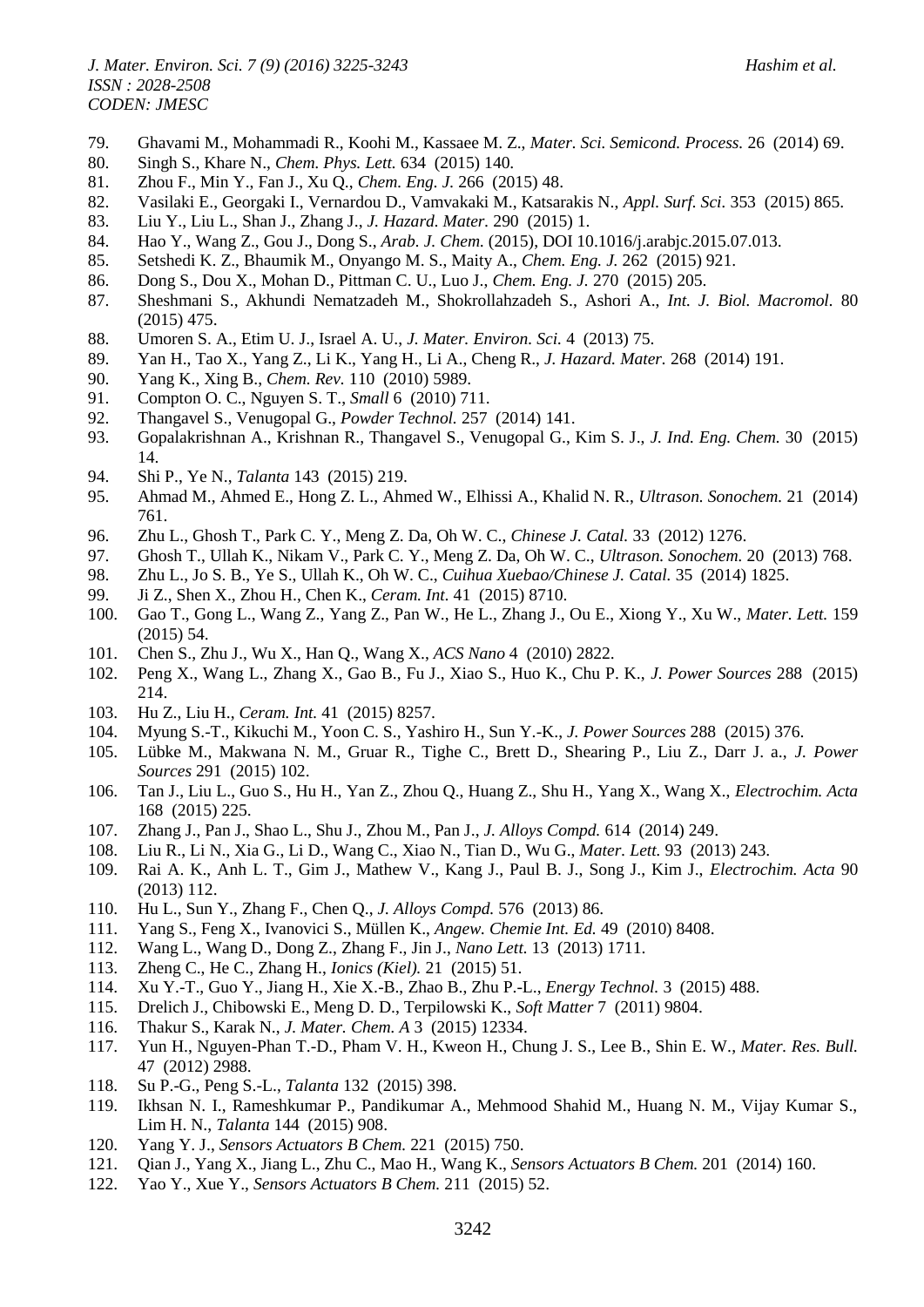79. Ghavami M., Mohammadi R., Koohi M., Kassaee M. Z., *Mater. Sci. Semicond. Process.* 26 (2014) 69.
80. Singh S., Khare N., *Chem. Phys. Lett.* 634 (2015) 140.
81. Zhou F., Min Y., Fan J., Xu Q., *Chem. Eng. J.* 266 (2015) 48.
82. Vasilaki E., Georgaki I., Vernardou D., Vamvakaki M., Katsarakis N., *Appl. Surf. Sci.* 353 (2015) 865.
83. Liu Y., Liu L., Shan J., Zhang J., *J. Hazard. Mater.* 290 (2015) 1.
84. Hao Y., Wang Z., Gou J., Dong S., *Arab. J. Chem.* (2015), DOI 10.1016/j.arabjc.2015.07.013.
85. Setshedi K. Z., Bhaumik M., Onyango M. S., Maity A., *Chem. Eng. J.* 262 (2015) 921.
86. Dong S., Dou X., Mohan D., Pittman C. U., Luo J., *Chem. Eng. J.* 270 (2015) 205.
87. Sheshmani S., Akhundi Nematzadeh M., Shokrollahzadeh S., Ashori A., *Int. J. Biol. Macromol.* 80 (2015) 475.
88. Umoren S. A., Etim U. J., Israel A. U., *J. Mater. Environ. Sci.* 4 (2013) 75.
89. Yan H., Tao X., Yang Z., Li K., Yang H., Li A., Cheng R., *J. Hazard. Mater.* 268 (2014) 191.
90. Yang K., Xing B., *Chem. Rev.* 110 (2010) 5989.
91. Compton O. C., Nguyen S. T., *Small* 6 (2010) 711.
92. Thangavel S., Venugopal G., *Powder Technol.* 257 (2014) 141.
93. Gopalakrishnan A., Krishnan R., Thangavel S., Venugopal G., Kim S. J., *J. Ind. Eng. Chem.* 30 (2015) 14.
94. Shi P., Ye N., *Talanta* 143 (2015) 219.
95. Ahmad M., Ahmed E., Hong Z. L., Ahmed W., Elhissi A., Khalid N. R., *Ultrason. Sonochem.* 21 (2014) 761.
96. Zhu L., Ghosh T., Park C. Y., Meng Z. Da, Oh W. C., *Chinese J. Catal.* 33 (2012) 1276.
97. Ghosh T., Ullah K., Nikam V., Park C. Y., Meng Z. Da, Oh W. C., *Ultrason. Sonochem.* 20 (2013) 768.
98. Zhu L., Jo S. B., Ye S., Ullah K., Oh W. C., *Cuihua Xuebao/Chinese J. Catal.* 35 (2014) 1825.
99. Ji Z., Shen X., Zhou H., Chen K., *Ceram. Int.* 41 (2015) 8710.
100. Gao T., Gong L., Wang Z., Yang Z., Pan W., He L., Zhang J., Ou E., Xiong Y., Xu W., *Mater. Lett.* 159 (2015) 54.
101. Chen S., Zhu J., Wu X., Han Q., Wang X., *ACS Nano* 4 (2010) 2822.
102. Peng X., Wang L., Zhang X., Gao B., Fu J., Xiao S., Huo K., Chu P. K., *J. Power Sources* 288 (2015) 214.
103. Hu Z., Liu H., *Ceram. Int.* 41 (2015) 8257.
104. Myung S.-T., Kikuchi M., Yoon C. S., Yashiro H., Sun Y.-K., *J. Power Sources* 288 (2015) 376.
105. Lübke M., Makwana N. M., Gruar R., Tighe C., Brett D., Shearing P., Liu Z., Darr J. a., *J. Power Sources* 291 (2015) 102.
106. Tan J., Liu L., Guo S., Hu H., Yan Z., Zhou Q., Huang Z., Shu H., Yang X., Wang X., *Electrochim. Acta* 168 (2015) 225.
107. Zhang J., Pan J., Shao L., Shu J., Zhou M., Pan J., *J. Alloys Compd.* 614 (2014) 249.
108. Liu R., Li N., Xia G., Li D., Wang C., Xiao N., Tian D., Wu G., *Mater. Lett.* 93 (2013) 243.
109. Rai A. K., Anh L. T., Gim J., Mathew V., Kang J., Paul B. J., Song J., Kim J., *Electrochim. Acta* 90 (2013) 112.
110. Hu L., Sun Y., Zhang F., Chen Q., *J. Alloys Compd.* 576 (2013) 86.
111. Yang S., Feng X., Ivanovici S., Müllen K., *Angew. Chemie Int. Ed.* 49 (2010) 8408.
112. Wang L., Wang D., Dong Z., Zhang F., Jin J., *Nano Lett.* 13 (2013) 1711.
113. Zheng C., He C., Zhang H., *Ionics (Kiel).* 21 (2015) 51.
114. Xu Y.-T., Guo Y., Jiang H., Xie X.-B., Zhao B., Zhu P.-L., *Energy Technol.* 3 (2015) 488.
115. Drelich J., Chibowski E., Meng D. D., Terpilowski K., *Soft Matter* 7 (2011) 9804.
116. Thakur S., Karak N., *J. Mater. Chem. A* 3 (2015) 12334.
117. Yun H., Nguyen-Phan T.-D., Pham V. H., Kweon H., Chung J. S., Lee B., Shin E. W., *Mater. Res. Bull.* 47 (2012) 2988.
118. Su P.-G., Peng S.-L., *Talanta* 132 (2015) 398.
119. Ikhsan N. I., Rameshkumar P., Pandikumar A., Mehmood Shahid M., Huang N. M., Vijay Kumar S., Lim H. N., *Talanta* 144 (2015) 908.
120. Yang Y. J., *Sensors Actuators B Chem.* 221 (2015) 750.
121. Qian J., Yang X., Jiang L., Zhu C., Mao H., Wang K., *Sensors Actuators B Chem.* 201 (2014) 160.
122. Yao Y., Xue Y., *Sensors Actuators B Chem.* 211 (2015) 52.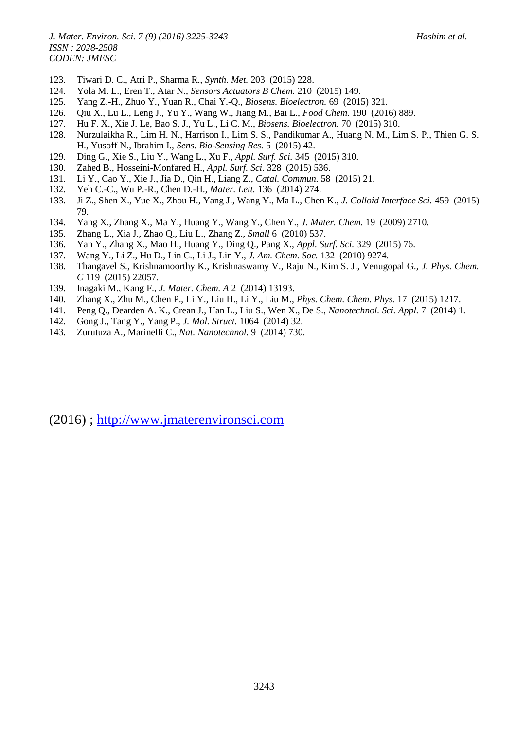123. Tiwari D. C., Atri P., Sharma R., *Synth. Met.* 203 (2015) 228.
124. Yola M. L., Eren T., Atar N., *Sensors Actuators B Chem.* 210 (2015) 149.
125. Yang Z.-H., Zhuo Y., Yuan R., Chai Y.-Q., *Biosens. Bioelectron.* 69 (2015) 321.
126. Qiu X., Lu L., Leng J., Yu Y., Wang W., Jiang M., Bai L., *Food Chem.* 190 (2016) 889.
127. Hu F. X., Xie J. Le, Bao S. J., Yu L., Li C. M., *Biosens. Bioelectron.* 70 (2015) 310.
128. Nurzulaikha R., Lim H. N., Harrison I., Lim S. S., Pandikumar A., Huang N. M., Lim S. P., Thien G. S. H., Yusoff N., Ibrahim I., *Sens. Bio-Sensing Res.* 5 (2015) 42.
129. Ding G., Xie S., Liu Y., Wang L., Xu F., *Appl. Surf. Sci.* 345 (2015) 310.
130. Zahed B., Hosseini-Monfared H., *Appl. Surf. Sci*. 328 (2015) 536.
131. Li Y., Cao Y., Xie J., Jia D., Qin H., Liang Z., *Catal. Commun.* 58 (2015) 21.
132. Yeh C.-C., Wu P.-R., Chen D.-H., *Mater. Lett.* 136 (2014) 274.
133. Ji Z., Shen X., Yue X., Zhou H., Yang J., Wang Y., Ma L., Chen K., *J. Colloid Interface Sci.* 459 (2015) 79.
134. Yang X., Zhang X., Ma Y., Huang Y., Wang Y., Chen Y., *J. Mater. Chem.* 19 (2009) 2710.
135. Zhang L., Xia J., Zhao Q., Liu L., Zhang Z., *Small* 6 (2010) 537.
136. Yan Y., Zhang X., Mao H., Huang Y., Ding Q., Pang X., *Appl. Surf. Sci*. 329 (2015) 76.
137. Wang Y., Li Z., Hu D., Lin C., Li J., Lin Y., *J. Am. Chem. Soc.* 132 (2010) 9274.
138. Thangavel S., Krishnamoorthy K., Krishnaswamy V., Raju N., Kim S. J., Venugopal G., *J. Phys. Chem. C* 119 (2015) 22057.
139. Inagaki M., Kang F., *J. Mater. Chem. A* 2 (2014) 13193.
140. Zhang X., Zhu M., Chen P., Li Y., Liu H., Li Y., Liu M., *Phys. Chem. Chem. Phys.* 17 (2015) 1217.
141. Peng Q., Dearden A. K., Crean J., Han L., Liu S., Wen X., De S., *Nanotechnol. Sci. Appl.* 7 (2014) 1.
142. Gong J., Tang Y., Yang P., *J. Mol. Struct*. 1064 (2014) 32.
143. Zurutuza A., Marinelli C., *Nat. Nanotechnol.* 9 (2014) 730.

(2016) ; http://www.jmaterenvironsci.com